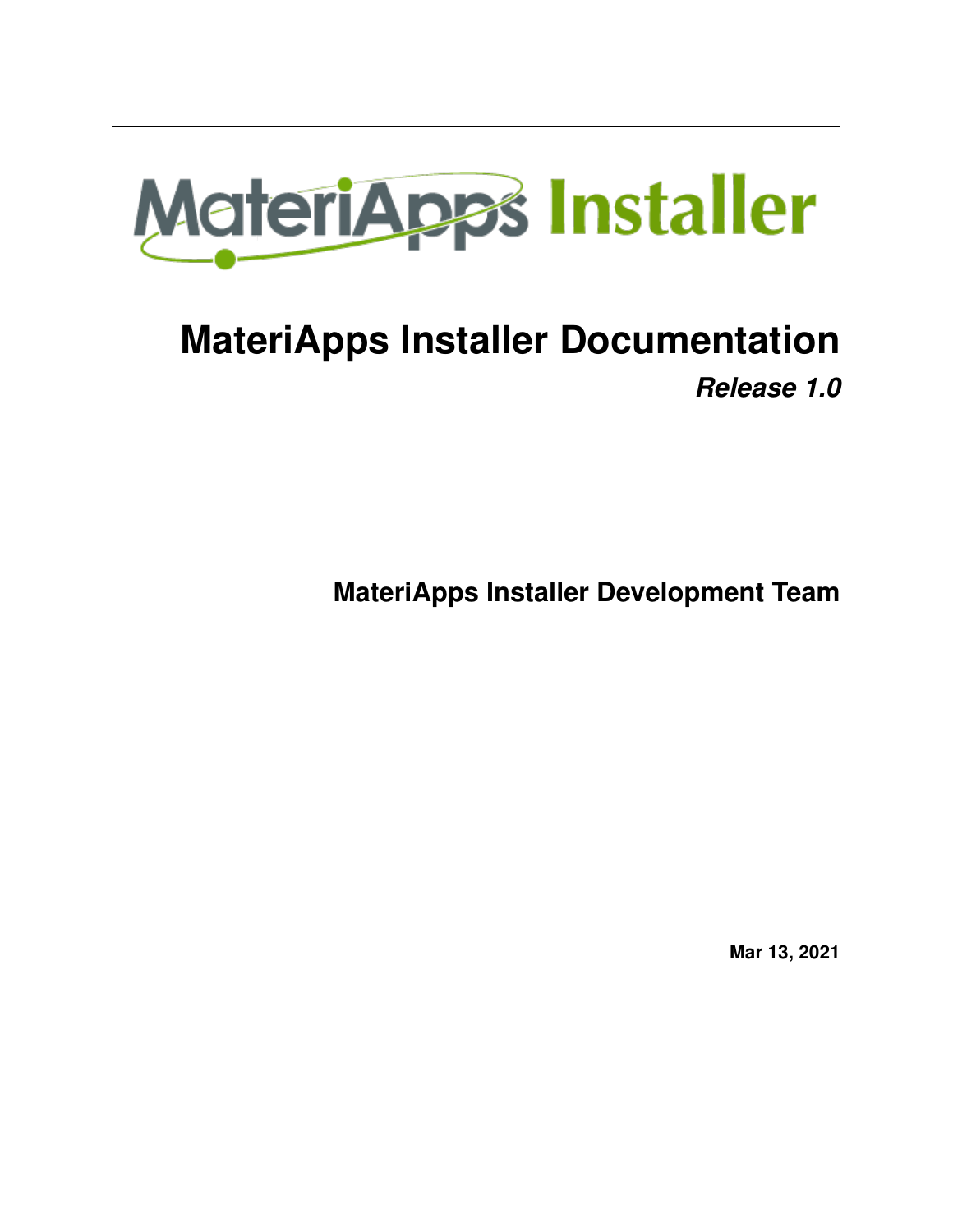# MateriApps Installer Documentation

***Release 1.0***

**MateriApps Installer Development Team**

**Mar 13, 2021**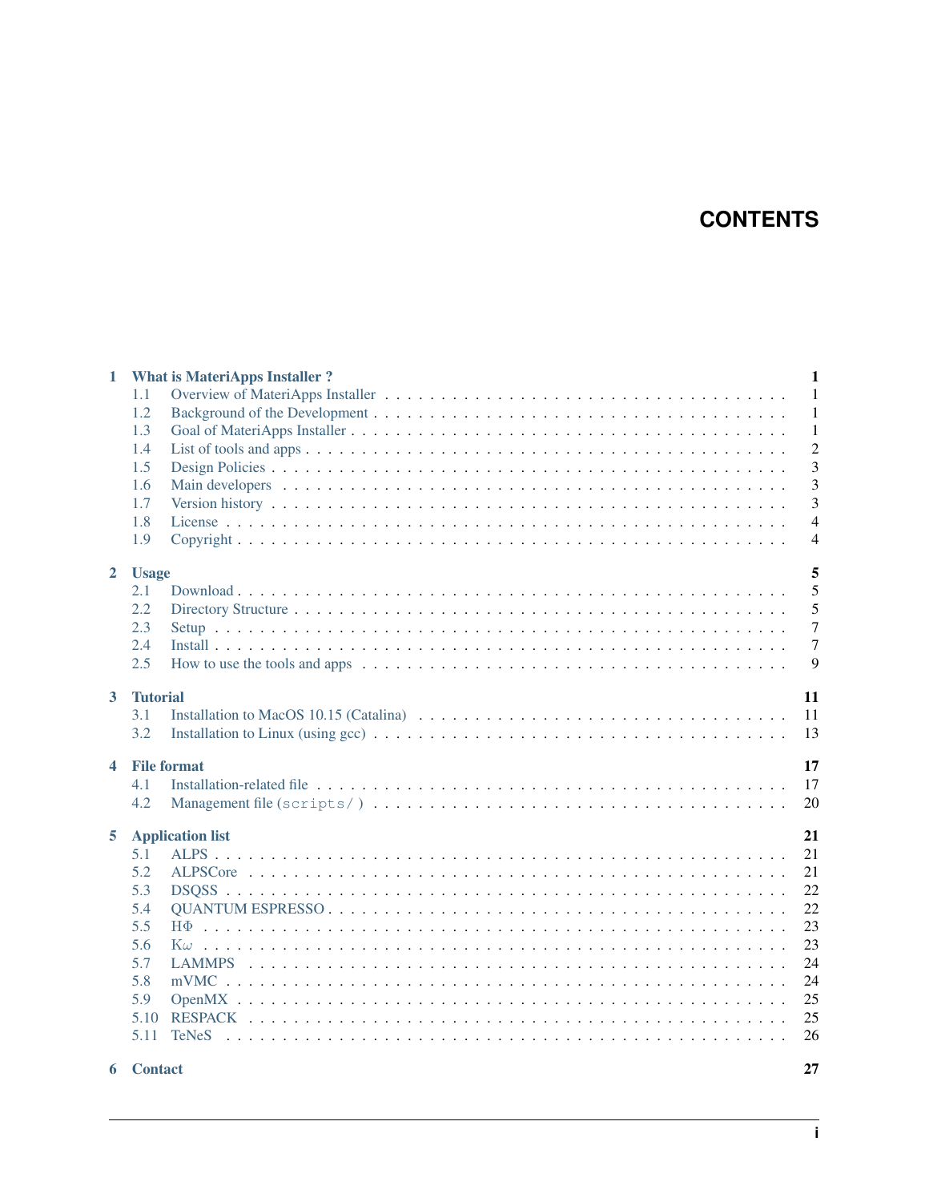# CONTENTS

**1 What is MateriApps Installer ? — 1**

- 1.1 Overview of MateriApps Installer — 1
- 1.2 Background of the Development — 1
- 1.3 Goal of MateriApps Installer — 1
- 1.4 List of tools and apps — 2
- 1.5 Design Policies — 3
- 1.6 Main developers — 3
- 1.7 Version history — 3
- 1.8 License — 4
- 1.9 Copyright — 4

**2 Usage — 5**

- 2.1 Download — 5
- 2.2 Directory Structure — 5
- 2.3 Setup — 7
- 2.4 Install — 7
- 2.5 How to use the tools and apps — 9

**3 Tutorial — 11**

- 3.1 Installation to MacOS 10.15 (Catalina) — 11
- 3.2 Installation to Linux (using gcc) — 13

**4 File format — 17**

- 4.1 Installation-related file — 17
- 4.2 Management file (`scripts/`) — 20

**5 Application list — 21**

- 5.1 ALPS — 21
- 5.2 ALPSCore — 21
- 5.3 DSQSS — 22
- 5.4 QUANTUM ESPRESSO — 22
- 5.5 HΦ — 23
- 5.6 K$\omega$ — 23
- 5.7 LAMMPS — 24
- 5.8 mVMC — 24
- 5.9 OpenMX — 25
- 5.10 RESPACK — 25
- 5.11 TeNeS — 26

**6 Contact — 27**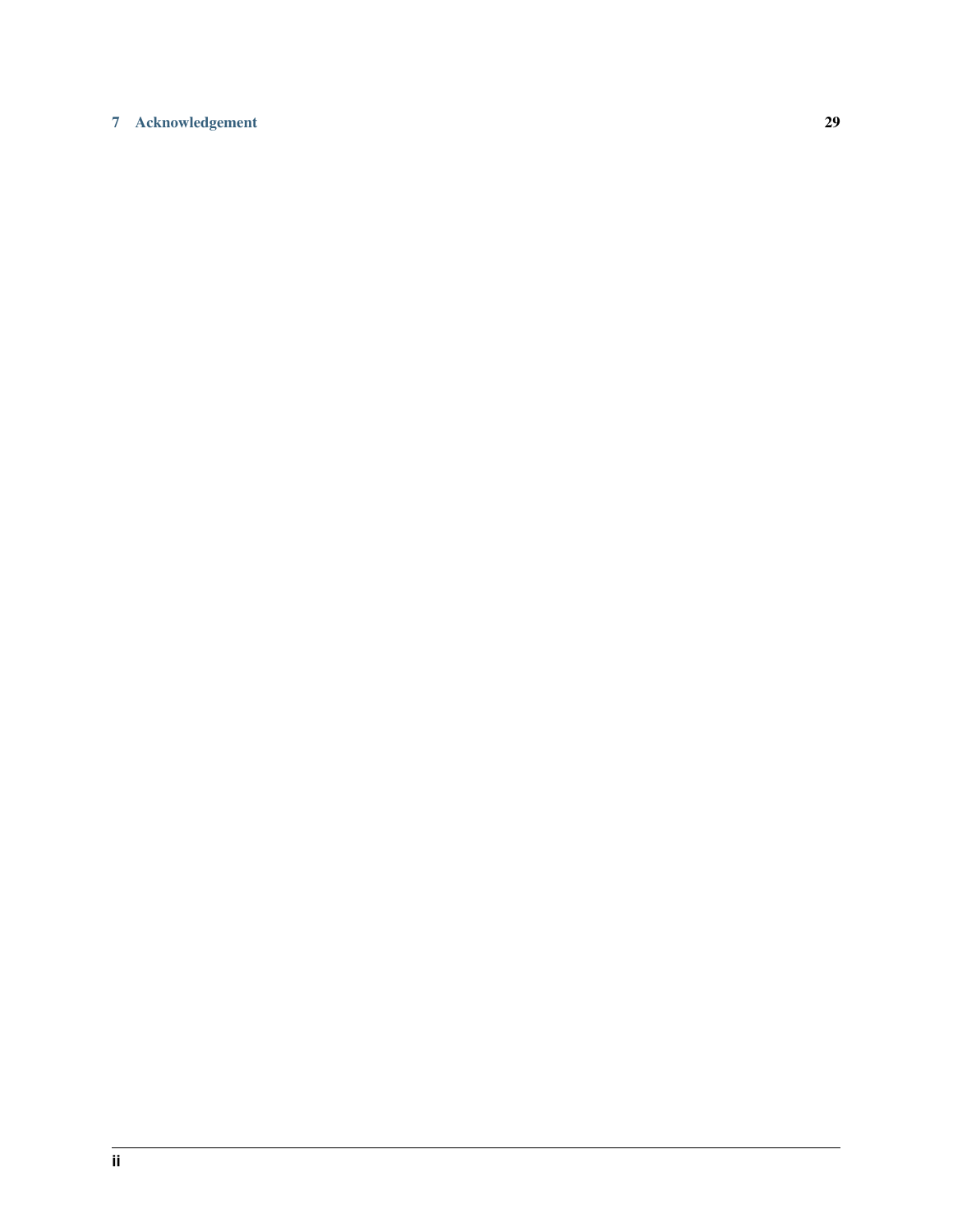**7 Acknowledgement** **29**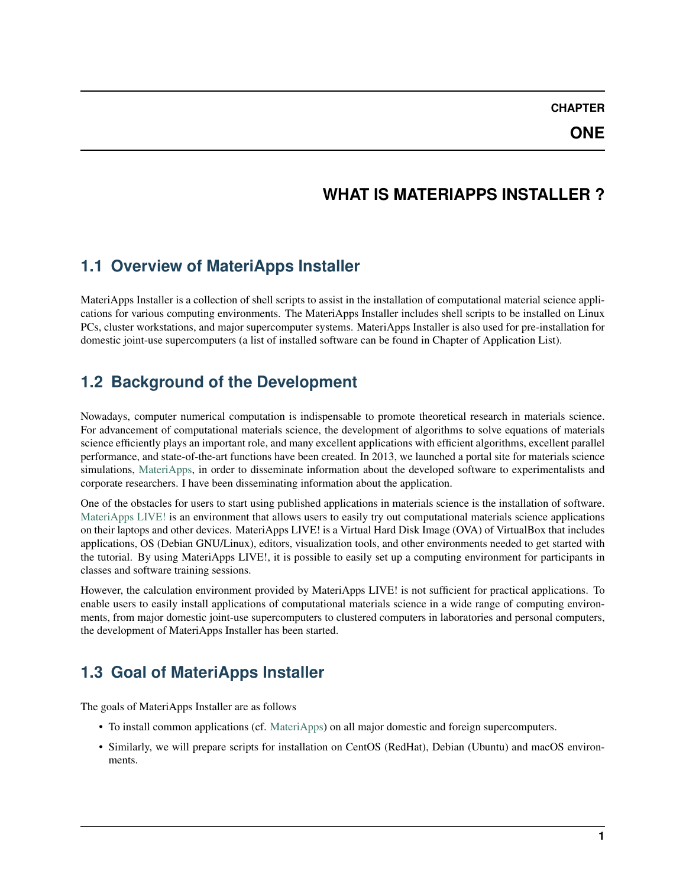# CHAPTER ONE

# WHAT IS MATERIAPPS INSTALLER ?

## 1.1 Overview of MateriApps Installer

MateriApps Installer is a collection of shell scripts to assist in the installation of computational material science applications for various computing environments. The MateriApps Installer includes shell scripts to be installed on Linux PCs, cluster workstations, and major supercomputer systems. MateriApps Installer is also used for pre-installation for domestic joint-use supercomputers (a list of installed software can be found in Chapter of Application List).

## 1.2 Background of the Development

Nowadays, computer numerical computation is indispensable to promote theoretical research in materials science. For advancement of computational materials science, the development of algorithms to solve equations of materials science efficiently plays an important role, and many excellent applications with efficient algorithms, excellent parallel performance, and state-of-the-art functions have been created. In 2013, we launched a portal site for materials science simulations, MateriApps, in order to disseminate information about the developed software to experimentalists and corporate researchers. I have been disseminating information about the application.

One of the obstacles for users to start using published applications in materials science is the installation of software. MateriApps LIVE! is an environment that allows users to easily try out computational materials science applications on their laptops and other devices. MateriApps LIVE! is a Virtual Hard Disk Image (OVA) of VirtualBox that includes applications, OS (Debian GNU/Linux), editors, visualization tools, and other environments needed to get started with the tutorial. By using MateriApps LIVE!, it is possible to easily set up a computing environment for participants in classes and software training sessions.

However, the calculation environment provided by MateriApps LIVE! is not sufficient for practical applications. To enable users to easily install applications of computational materials science in a wide range of computing environments, from major domestic joint-use supercomputers to clustered computers in laboratories and personal computers, the development of MateriApps Installer has been started.

## 1.3 Goal of MateriApps Installer

The goals of MateriApps Installer are as follows

- To install common applications (cf. MateriApps) on all major domestic and foreign supercomputers.
- Similarly, we will prepare scripts for installation on CentOS (RedHat), Debian (Ubuntu) and macOS environments.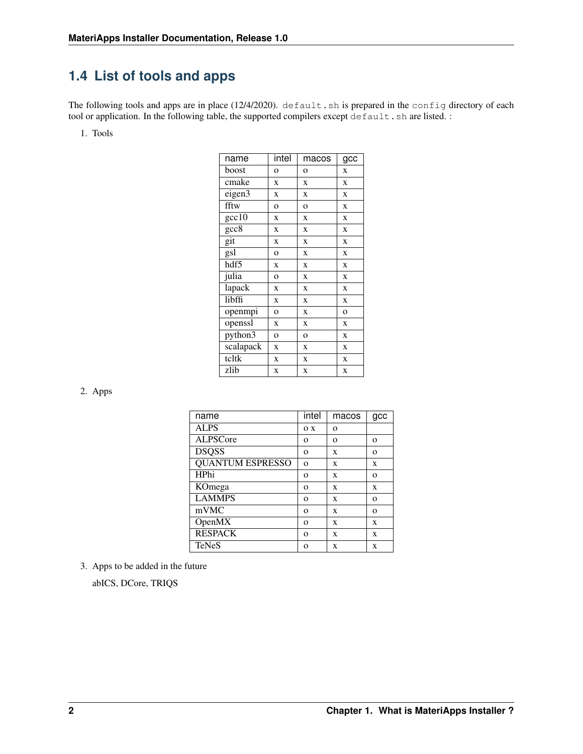## 1.4 List of tools and apps

The following tools and apps are in place (12/4/2020). `default.sh` is prepared in the `config` directory of each tool or application. In the following table, the supported compilers except `default.sh` are listed. :

1. Tools

| name | intel | macos | gcc |
| --- | --- | --- | --- |
| boost | o | o | x |
| cmake | x | x | x |
| eigen3 | x | x | x |
| fftw | o | o | x |
| gcc10 | x | x | x |
| gcc8 | x | x | x |
| git | x | x | x |
| gsl | o | x | x |
| hdf5 | x | x | x |
| julia | o | x | x |
| lapack | x | x | x |
| libffi | x | x | x |
| openmpi | o | x | o |
| openssl | x | x | x |
| python3 | o | o | x |
| scalapack | x | x | x |
| tcltk | x | x | x |
| zlib | x | x | x |

2. Apps

| name | intel | macos | gcc |
| --- | --- | --- | --- |
| ALPS | o x | o | |
| ALPSCore | o | o | o |
| DSQSS | o | x | o |
| QUANTUM ESPRESSO | o | x | x |
| HPhi | o | x | o |
| KOmega | o | x | x |
| LAMMPS | o | x | o |
| mVMC | o | x | o |
| OpenMX | o | x | x |
| RESPACK | o | x | x |
| TeNeS | o | x | x |

3. Apps to be added in the future

   abICS, DCore, TRIQS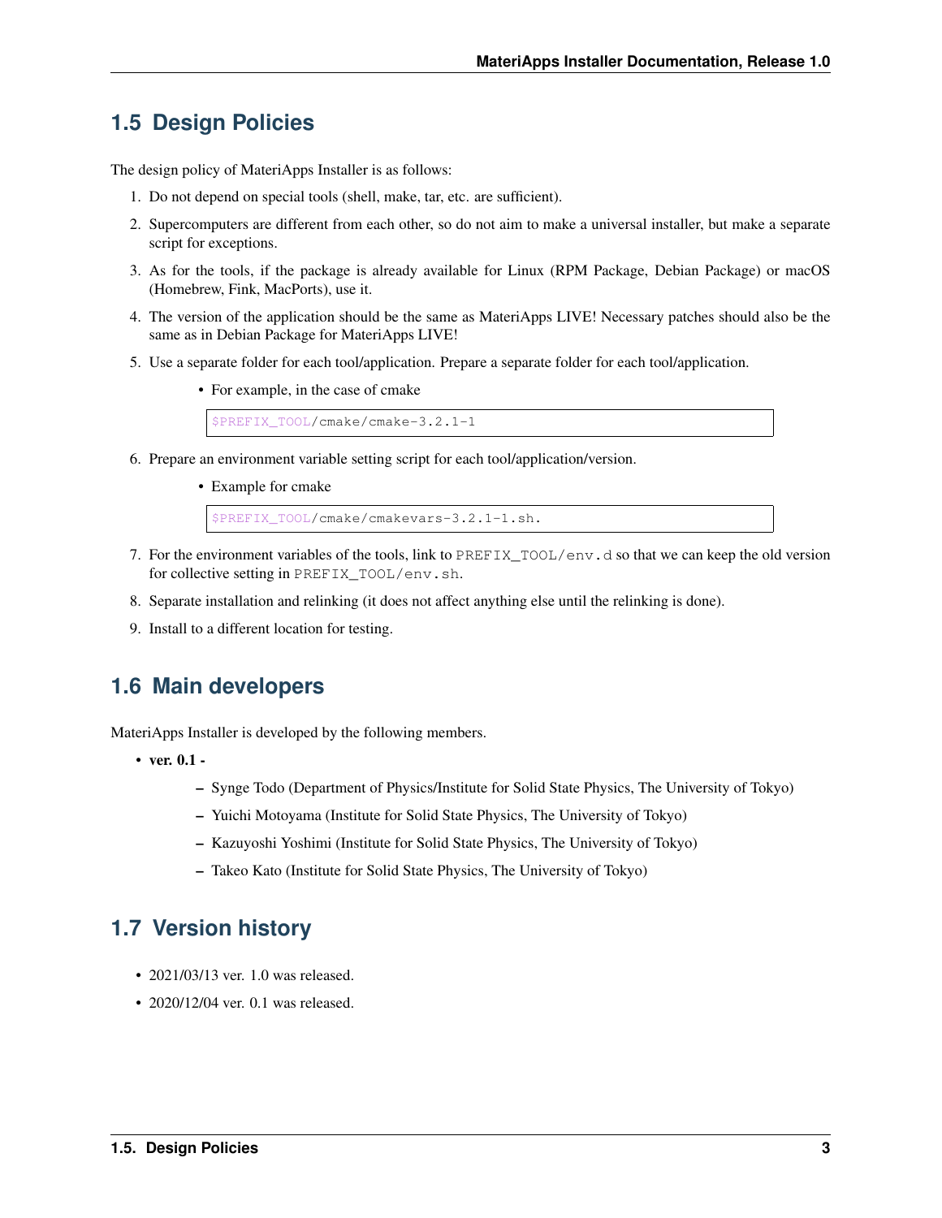## 1.5 Design Policies

The design policy of MateriApps Installer is as follows:

1. Do not depend on special tools (shell, make, tar, etc. are sufficient).
2. Supercomputers are different from each other, so do not aim to make a universal installer, but make a separate script for exceptions.
3. As for the tools, if the package is already available for Linux (RPM Package, Debian Package) or macOS (Homebrew, Fink, MacPorts), use it.
4. The version of the application should be the same as MateriApps LIVE! Necessary patches should also be the same as in Debian Package for MateriApps LIVE!
5. Use a separate folder for each tool/application. Prepare a separate folder for each tool/application.
   - For example, in the case of cmake

     ```
     $PREFIX_TOOL/cmake/cmake-3.2.1-1
     ```

6. Prepare an environment variable setting script for each tool/application/version.
   - Example for cmake

     ```
     $PREFIX_TOOL/cmake/cmakevars-3.2.1-1.sh.
     ```

7. For the environment variables of the tools, link to `PREFIX_TOOL/env.d` so that we can keep the old version for collective setting in `PREFIX_TOOL/env.sh`.
8. Separate installation and relinking (it does not affect anything else until the relinking is done).
9. Install to a different location for testing.

## 1.6 Main developers

MateriApps Installer is developed by the following members.

- **ver. 0.1 -**
  - Synge Todo (Department of Physics/Institute for Solid State Physics, The University of Tokyo)
  - Yuichi Motoyama (Institute for Solid State Physics, The University of Tokyo)
  - Kazuyoshi Yoshimi (Institute for Solid State Physics, The University of Tokyo)
  - Takeo Kato (Institute for Solid State Physics, The University of Tokyo)

## 1.7 Version history

- 2021/03/13 ver. 1.0 was released.
- 2020/12/04 ver. 0.1 was released.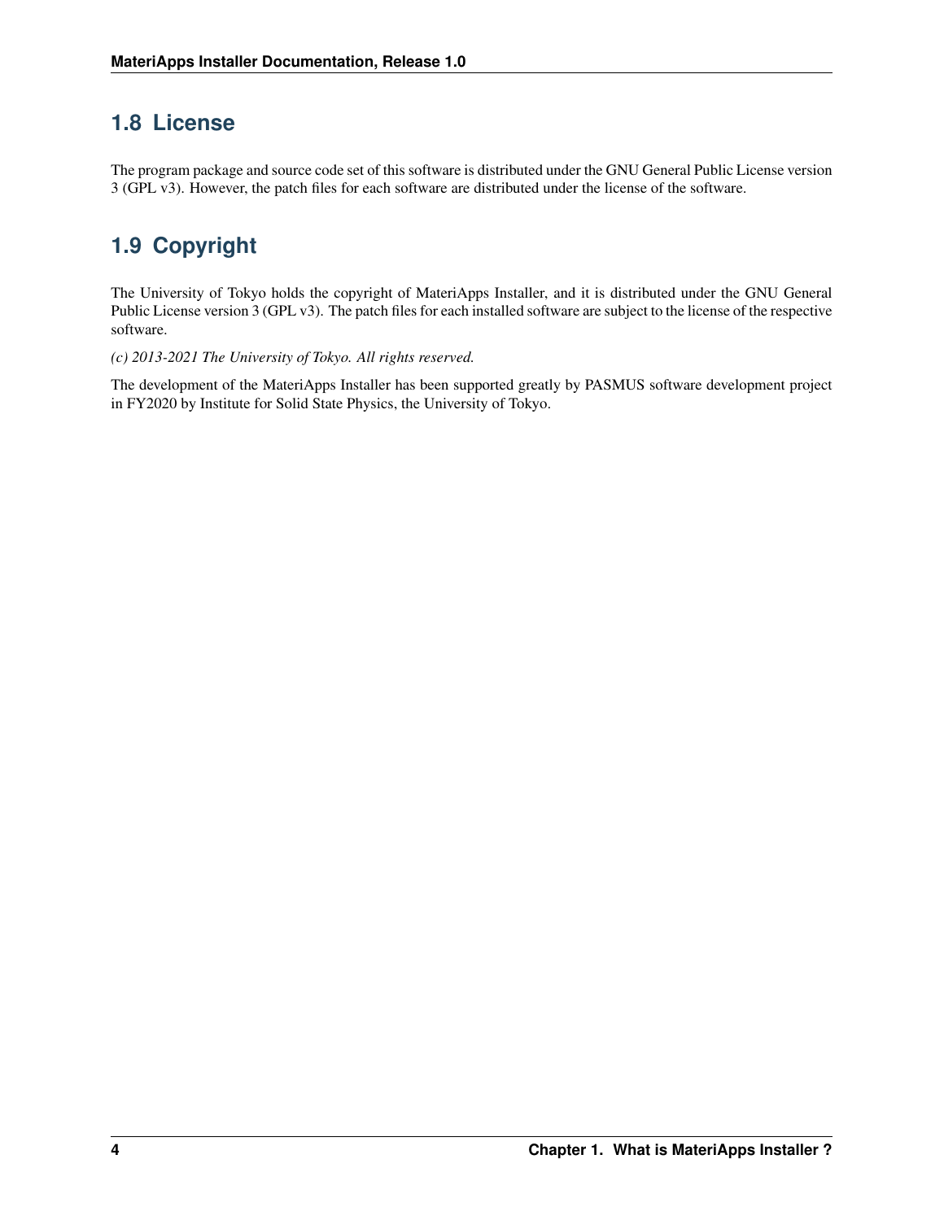## 1.8 License

The program package and source code set of this software is distributed under the GNU General Public License version 3 (GPL v3). However, the patch files for each software are distributed under the license of the software.

## 1.9 Copyright

The University of Tokyo holds the copyright of MateriApps Installer, and it is distributed under the GNU General Public License version 3 (GPL v3). The patch files for each installed software are subject to the license of the respective software.

*(c) 2013-2021 The University of Tokyo. All rights reserved.*

The development of the MateriApps Installer has been supported greatly by PASMUS software development project in FY2020 by Institute for Solid State Physics, the University of Tokyo.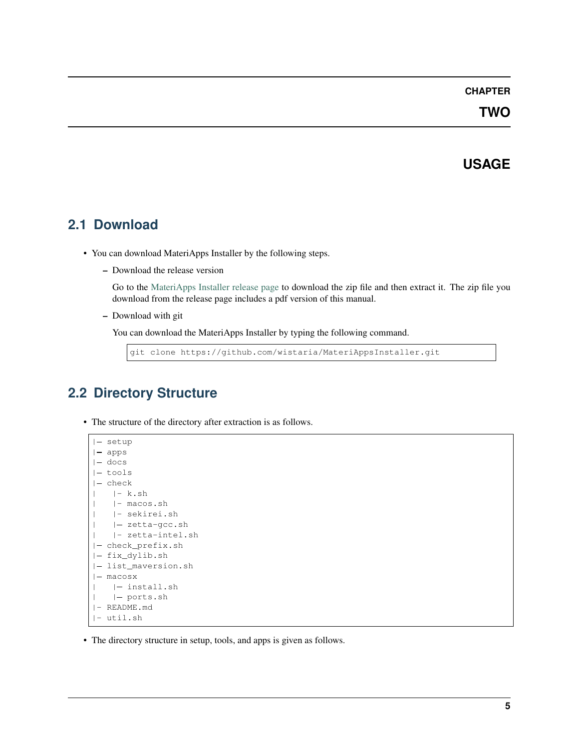# CHAPTER TWO

# USAGE

## 2.1 Download

- You can download MateriApps Installer by the following steps.
  - Download the release version

    Go to the MateriApps Installer release page to download the zip file and then extract it. The zip file you download from the release page includes a pdf version of this manual.

  - Download with git

    You can download the MateriApps Installer by typing the following command.

    ```
    git clone https://github.com/wistaria/MateriAppsInstaller.git
    ```

## 2.2 Directory Structure

- The structure of the directory after extraction is as follows.

```
|— setup
|— apps
|— docs
|— tools
|— check
|    |- k.sh
|    |- macos.sh
|    |- sekirei.sh
|    |— zetta-gcc.sh
|    |- zetta-intel.sh
|— check_prefix.sh
|— fix_dylib.sh
|— list_maversion.sh
|— macosx
|    |— install.sh
|    |— ports.sh
|- README.md
|- util.sh
```

- The directory structure in setup, tools, and apps is given as follows.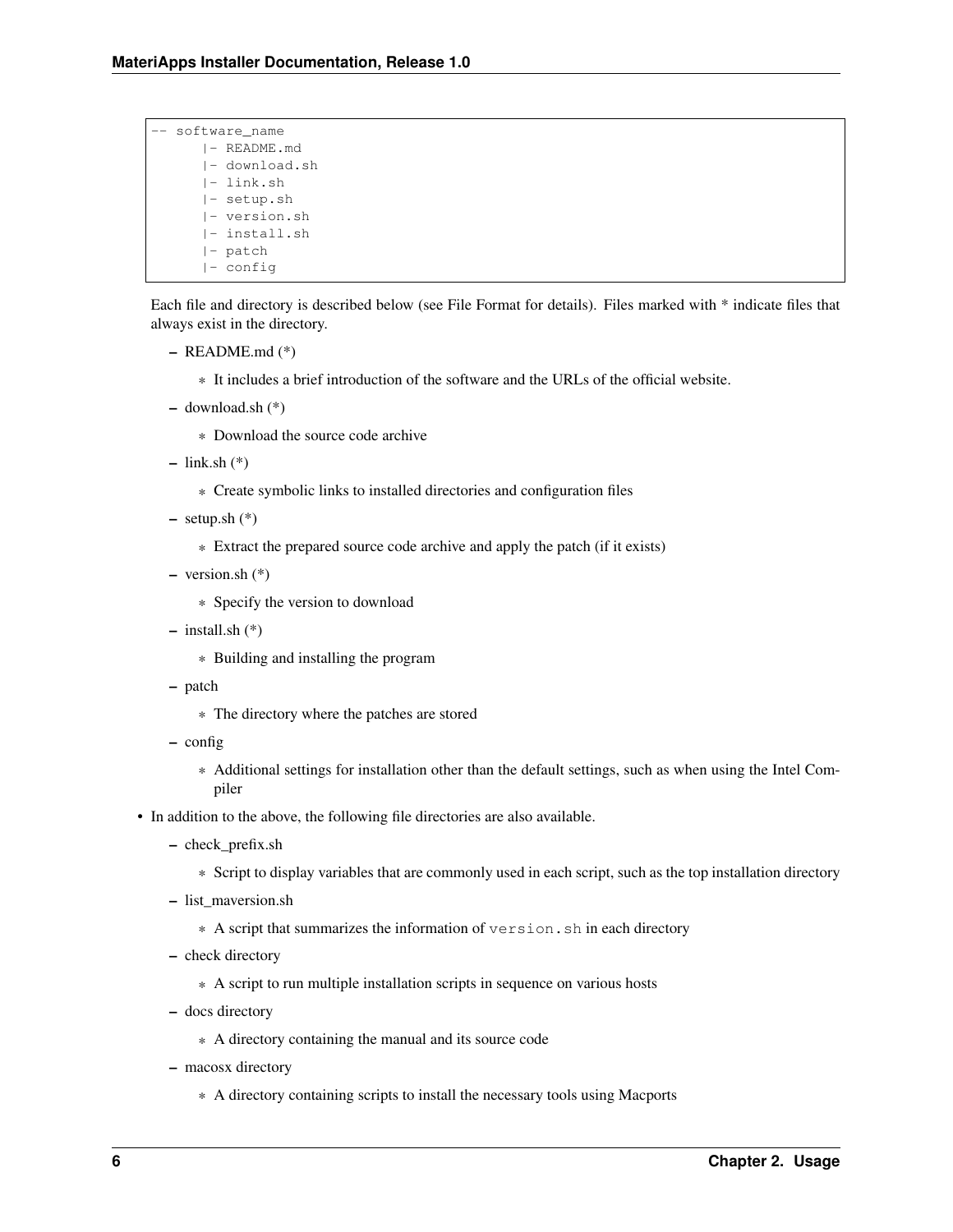```
-- software_name
      |- README.md
      |- download.sh
      |- link.sh
      |- setup.sh
      |- version.sh
      |- install.sh
      |- patch
      |- config
```

Each file and directory is described below (see File Format for details). Files marked with * indicate files that always exist in the directory.

- README.md (*)
  - It includes a brief introduction of the software and the URLs of the official website.
- download.sh (*)
  - Download the source code archive
- link.sh (*)
  - Create symbolic links to installed directories and configuration files
- setup.sh (*)
  - Extract the prepared source code archive and apply the patch (if it exists)
- version.sh (*)
  - Specify the version to download
- install.sh (*)
  - Building and installing the program
- patch
  - The directory where the patches are stored
- config
  - Additional settings for installation other than the default settings, such as when using the Intel Compiler

- In addition to the above, the following file directories are also available.
  - check_prefix.sh
    - Script to display variables that are commonly used in each script, such as the top installation directory
  - list_maversion.sh
    - A script that summarizes the information of `version.sh` in each directory
  - check directory
    - A script to run multiple installation scripts in sequence on various hosts
  - docs directory
    - A directory containing the manual and its source code
  - macosx directory
    - A directory containing scripts to install the necessary tools using Macports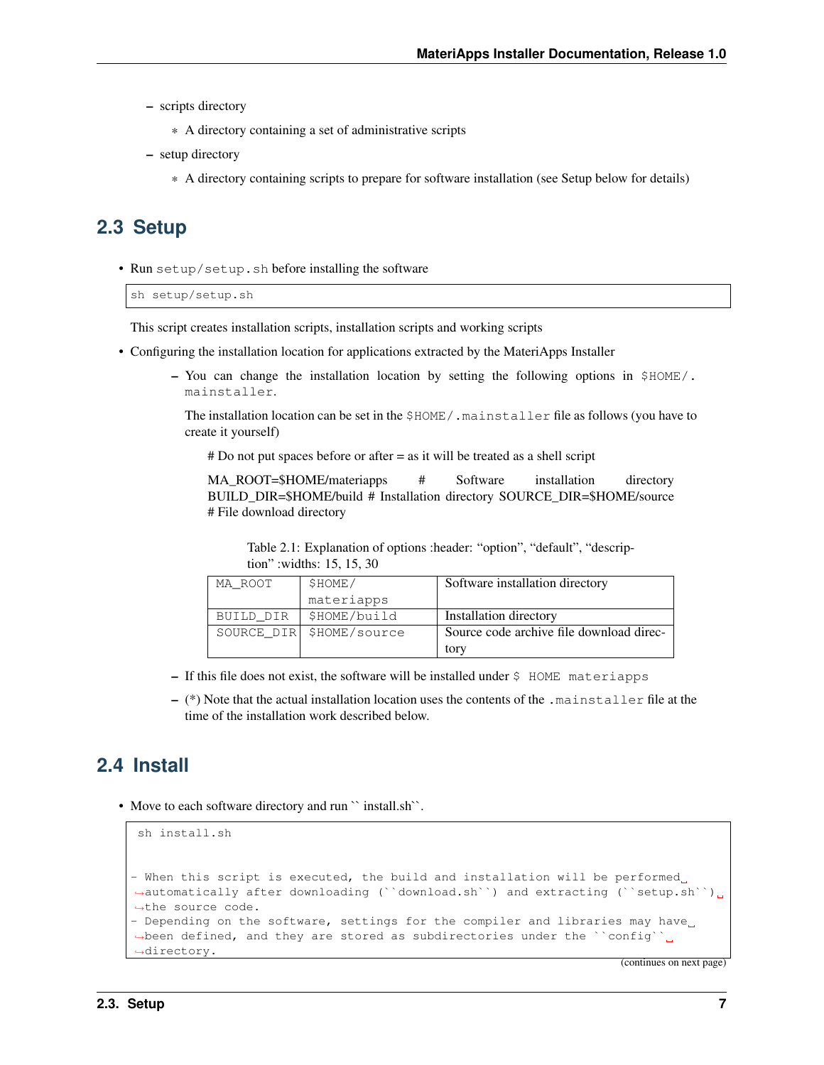- scripts directory
  - A directory containing a set of administrative scripts
- setup directory
  - A directory containing scripts to prepare for software installation (see Setup below for details)

## 2.3 Setup

- Run `setup/setup.sh` before installing the software

  ```
  sh setup/setup.sh
  ```

  This script creates installation scripts, installation scripts and working scripts

- Configuring the installation location for applications extracted by the MateriApps Installer
  - You can change the installation location by setting the following options in `$HOME/.mainstaller`.

    The installation location can be set in the `$HOME/.mainstaller` file as follows (you have to create it yourself)

    # Do not put spaces before or after = as it will be treated as a shell script

    MA_ROOT=$HOME/materiapps # Software installation directory BUILD_DIR=$HOME/build # Installation directory SOURCE_DIR=$HOME/source # File download directory

    Table 2.1: Explanation of options :header: "option", "default", "description" :widths: 15, 15, 30

    | | | |
    |---|---|---|
    | MA_ROOT | $HOME/materiapps | Software installation directory |
    | BUILD_DIR | $HOME/build | Installation directory |
    | SOURCE_DIR | $HOME/source | Source code archive file download directory |

  - If this file does not exist, the software will be installed under `$ HOME materiapps`
  - (*) Note that the actual installation location uses the contents of the `.mainstaller` file at the time of the installation work described below.

## 2.4 Install

- Move to each software directory and run `` install.sh``.

```
sh install.sh


- When this script is executed, the build and installation will be performed automatically after downloading (``download.sh``) and extracting (``setup.sh``) the source code.
- Depending on the software, settings for the compiler and libraries may have been defined, and they are stored as subdirectories under the ``config`` directory.
```

(continues on next page)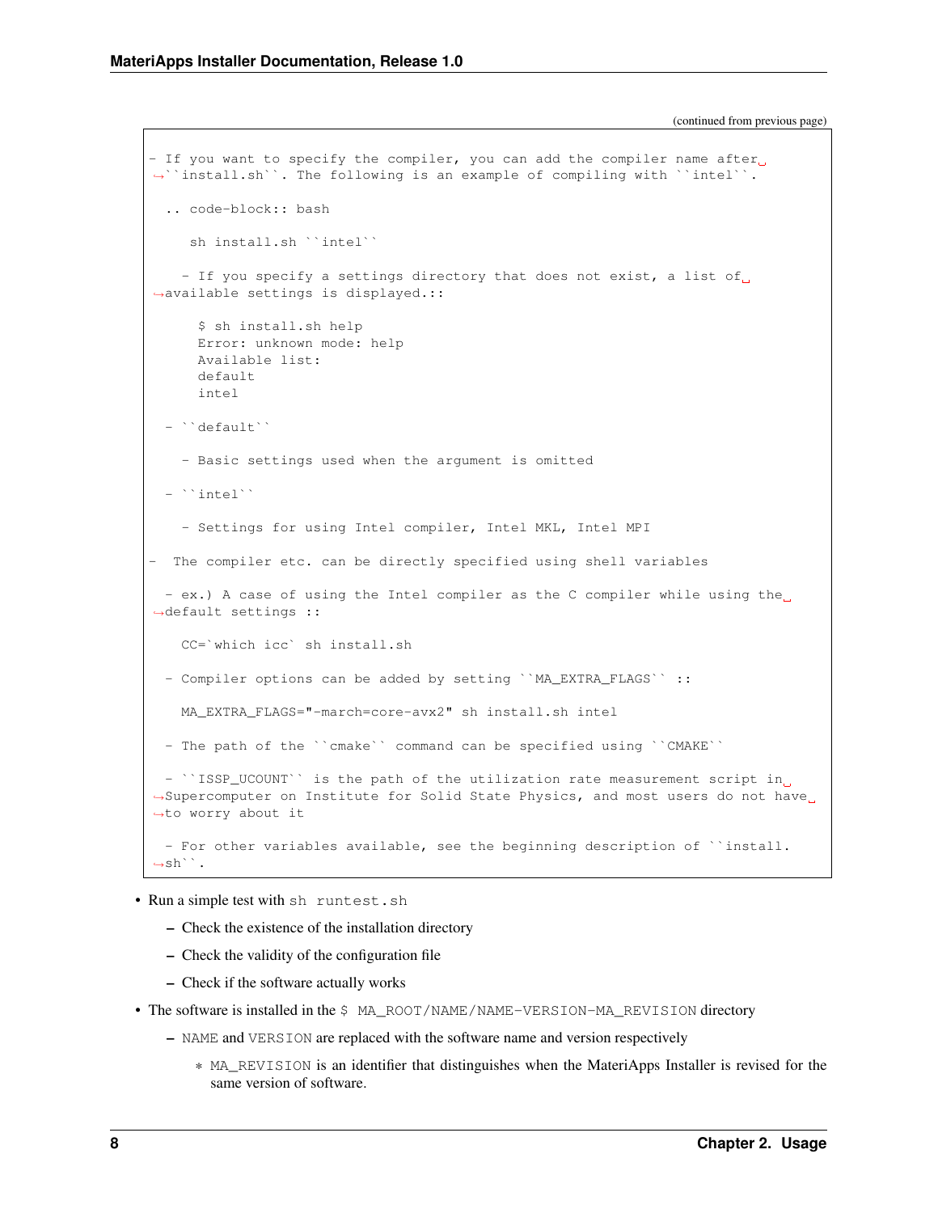(continued from previous page)

```
- If you want to specify the compiler, you can add the compiler name after
  ``install.sh``. The following is an example of compiling with ``intel``.

  .. code-block:: bash

     sh install.sh ``intel``

    - If you specify a settings directory that does not exist, a list of
  available settings is displayed.::

      $ sh install.sh help
      Error: unknown mode: help
      Available list:
      default
      intel

  - ``default``

    - Basic settings used when the argument is omitted

  - ``intel``

    - Settings for using Intel compiler, Intel MKL, Intel MPI

-  The compiler etc. can be directly specified using shell variables

  - ex.) A case of using the Intel compiler as the C compiler while using the
  default settings ::

    CC=`which icc` sh install.sh

  - Compiler options can be added by setting ``MA_EXTRA_FLAGS`` ::

    MA_EXTRA_FLAGS="-march=core-avx2" sh install.sh intel

  - The path of the ``cmake`` command can be specified using ``CMAKE``

  - ``ISSP_UCOUNT`` is the path of the utilization rate measurement script in
  Supercomputer on Institute for Solid State Physics, and most users do not have
  to worry about it

  - For other variables available, see the beginning description of ``install.
  sh``.
```

- Run a simple test with `sh runtest.sh`
  - Check the existence of the installation directory
  - Check the validity of the configuration file
  - Check if the software actually works
- The software is installed in the `$ MA_ROOT/NAME/NAME-VERSION-MA_REVISION` directory
  - `NAME` and `VERSION` are replaced with the software name and version respectively
    - `MA_REVISION` is an identifier that distinguishes when the MateriApps Installer is revised for the same version of software.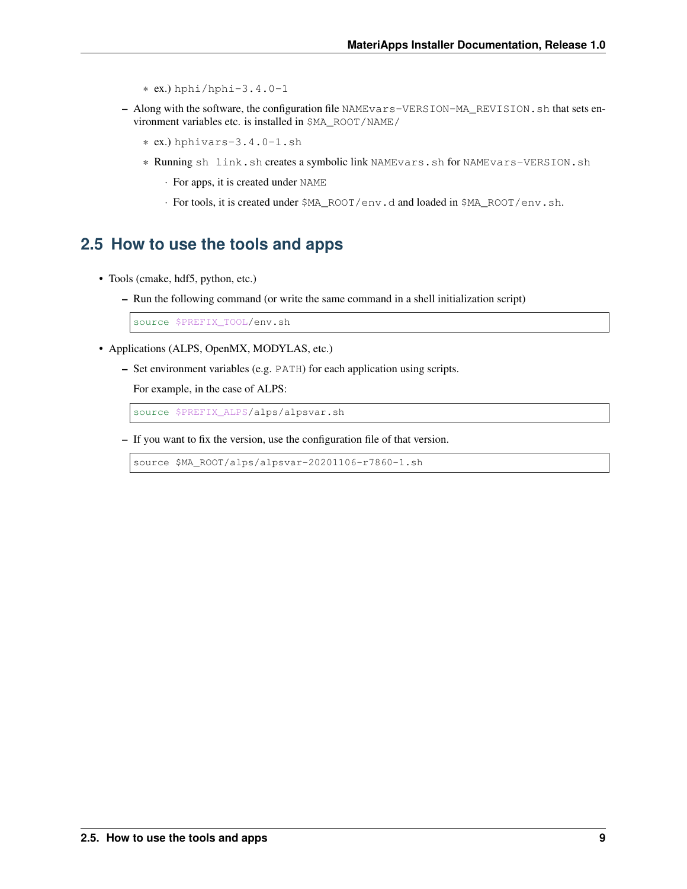* ex.) `hphi/hphi-3.4.0-1`

  - Along with the software, the configuration file `NAMEvars-VERSION-MA_REVISION.sh` that sets environment variables etc. is installed in `$MA_ROOT/NAME/`

    * ex.) `hphivars-3.4.0-1.sh`
    * Running `sh link.sh` creates a symbolic link `NAMEvars.sh` for `NAMEvars-VERSION.sh`
      · For apps, it is created under `NAME`
      · For tools, it is created under `$MA_ROOT/env.d` and loaded in `$MA_ROOT/env.sh`.

## 2.5 How to use the tools and apps

- Tools (cmake, hdf5, python, etc.)
  - Run the following command (or write the same command in a shell initialization script)

```
source $PREFIX_TOOL/env.sh
```

- Applications (ALPS, OpenMX, MODYLAS, etc.)
  - Set environment variables (e.g. `PATH`) for each application using scripts.

    For example, in the case of ALPS:

```
source $PREFIX_ALPS/alps/alpsvar.sh
```

  - If you want to fix the version, use the configuration file of that version.

```
source $MA_ROOT/alps/alpsvar-20201106-r7860-1.sh
```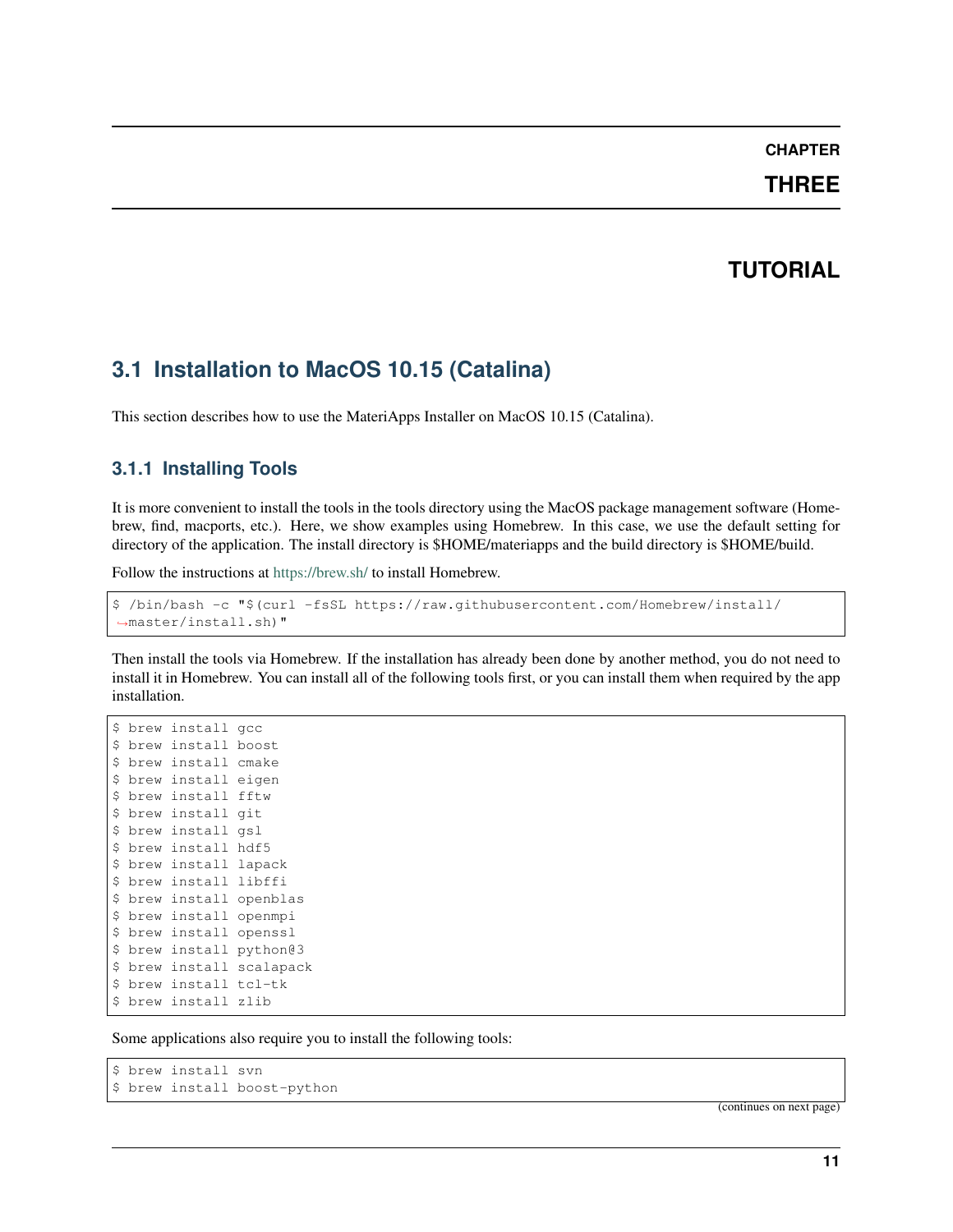# CHAPTER THREE

# TUTORIAL

## 3.1 Installation to MacOS 10.15 (Catalina)

This section describes how to use the MateriApps Installer on MacOS 10.15 (Catalina).

### 3.1.1 Installing Tools

It is more convenient to install the tools in the tools directory using the MacOS package management software (Homebrew, find, macports, etc.). Here, we show examples using Homebrew. In this case, we use the default setting for directory of the application. The install directory is $HOME/materiapps and the build directory is $HOME/build.

Follow the instructions at https://brew.sh/ to install Homebrew.

```
$ /bin/bash -c "$(curl -fsSL https://raw.githubusercontent.com/Homebrew/install/
↪master/install.sh)"
```

Then install the tools via Homebrew. If the installation has already been done by another method, you do not need to install it in Homebrew. You can install all of the following tools first, or you can install them when required by the app installation.

```
$ brew install gcc
$ brew install boost
$ brew install cmake
$ brew install eigen
$ brew install fftw
$ brew install git
$ brew install gsl
$ brew install hdf5
$ brew install lapack
$ brew install libffi
$ brew install openblas
$ brew install openmpi
$ brew install openssl
$ brew install python@3
$ brew install scalapack
$ brew install tcl-tk
$ brew install zlib
```

Some applications also require you to install the following tools:

```
$ brew install svn
$ brew install boost-python
```

(continues on next page)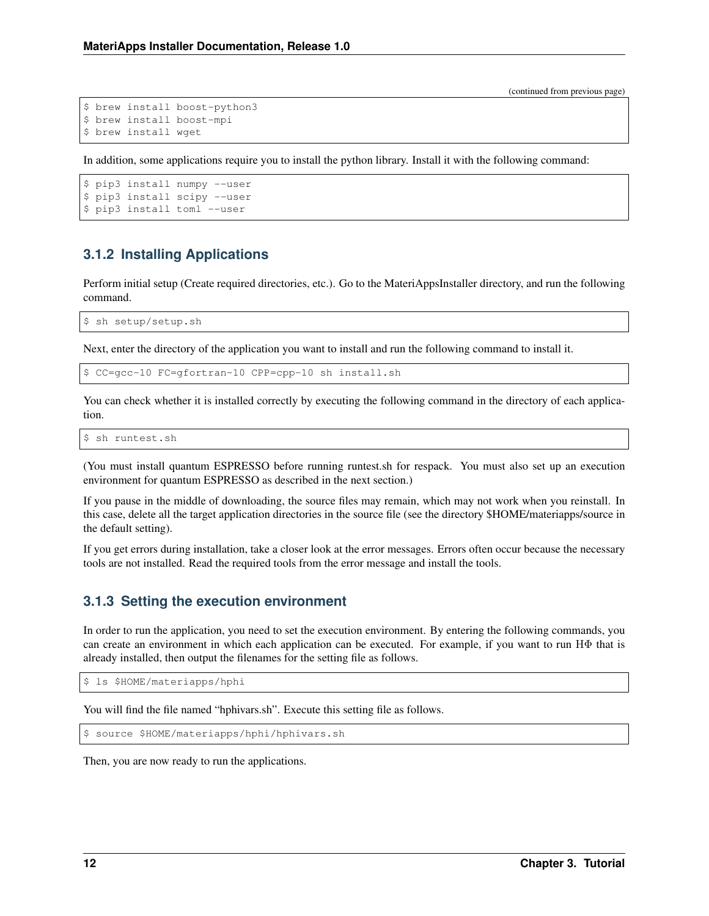(continued from previous page)

```
$ brew install boost-python3
$ brew install boost-mpi
$ brew install wget
```

In addition, some applications require you to install the python library. Install it with the following command:

```
$ pip3 install numpy --user
$ pip3 install scipy --user
$ pip3 install toml --user
```

### 3.1.2 Installing Applications

Perform initial setup (Create required directories, etc.). Go to the MateriAppsInstaller directory, and run the following command.

```
$ sh setup/setup.sh
```

Next, enter the directory of the application you want to install and run the following command to install it.

```
$ CC=gcc-10 FC=gfortran-10 CPP=cpp-10 sh install.sh
```

You can check whether it is installed correctly by executing the following command in the directory of each application.

```
$ sh runtest.sh
```

(You must install quantum ESPRESSO before running runtest.sh for respack. You must also set up an execution environment for quantum ESPRESSO as described in the next section.)

If you pause in the middle of downloading, the source files may remain, which may not work when you reinstall. In this case, delete all the target application directories in the source file (see the directory $HOME/materiapps/source in the default setting).

If you get errors during installation, take a closer look at the error messages. Errors often occur because the necessary tools are not installed. Read the required tools from the error message and install the tools.

### 3.1.3 Setting the execution environment

In order to run the application, you need to set the execution environment. By entering the following commands, you can create an environment in which each application can be executed. For example, if you want to run HΦ that is already installed, then output the filenames for the setting file as follows.

```
$ ls $HOME/materiapps/hphi
```

You will find the file named "hphivars.sh". Execute this setting file as follows.

```
$ source $HOME/materiapps/hphi/hphivars.sh
```

Then, you are now ready to run the applications.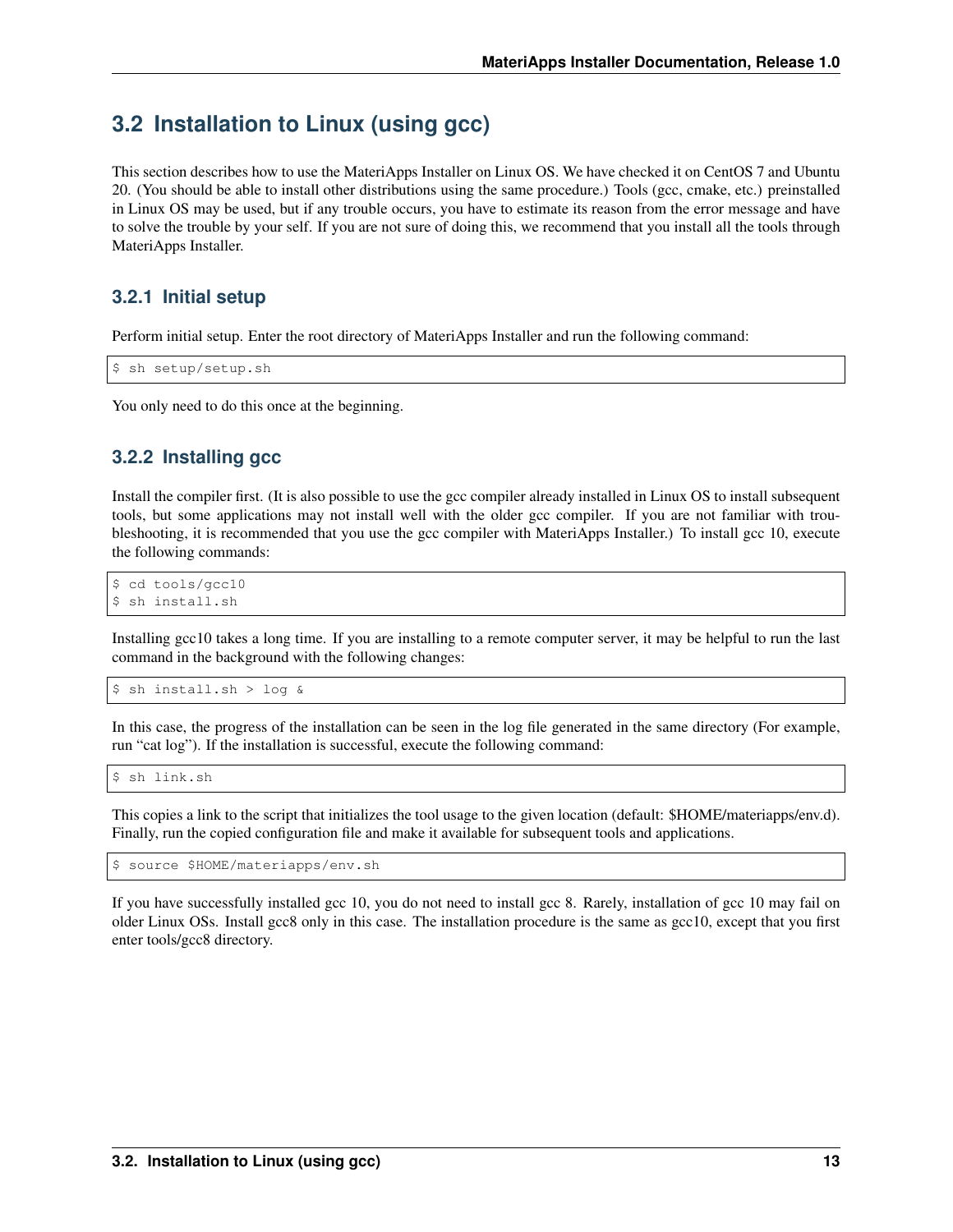## 3.2 Installation to Linux (using gcc)

This section describes how to use the MateriApps Installer on Linux OS. We have checked it on CentOS 7 and Ubuntu 20. (You should be able to install other distributions using the same procedure.) Tools (gcc, cmake, etc.) preinstalled in Linux OS may be used, but if any trouble occurs, you have to estimate its reason from the error message and have to solve the trouble by your self. If you are not sure of doing this, we recommend that you install all the tools through MateriApps Installer.

### 3.2.1 Initial setup

Perform initial setup. Enter the root directory of MateriApps Installer and run the following command:

```
$ sh setup/setup.sh
```

You only need to do this once at the beginning.

### 3.2.2 Installing gcc

Install the compiler first. (It is also possible to use the gcc compiler already installed in Linux OS to install subsequent tools, but some applications may not install well with the older gcc compiler. If you are not familiar with troubleshooting, it is recommended that you use the gcc compiler with MateriApps Installer.) To install gcc 10, execute the following commands:

```
$ cd tools/gcc10
$ sh install.sh
```

Installing gcc10 takes a long time. If you are installing to a remote computer server, it may be helpful to run the last command in the background with the following changes:

```
$ sh install.sh > log &
```

In this case, the progress of the installation can be seen in the log file generated in the same directory (For example, run "cat log"). If the installation is successful, execute the following command:

```
$ sh link.sh
```

This copies a link to the script that initializes the tool usage to the given location (default: $HOME/materiapps/env.d). Finally, run the copied configuration file and make it available for subsequent tools and applications.

```
$ source $HOME/materiapps/env.sh
```

If you have successfully installed gcc 10, you do not need to install gcc 8. Rarely, installation of gcc 10 may fail on older Linux OSs. Install gcc8 only in this case. The installation procedure is the same as gcc10, except that you first enter tools/gcc8 directory.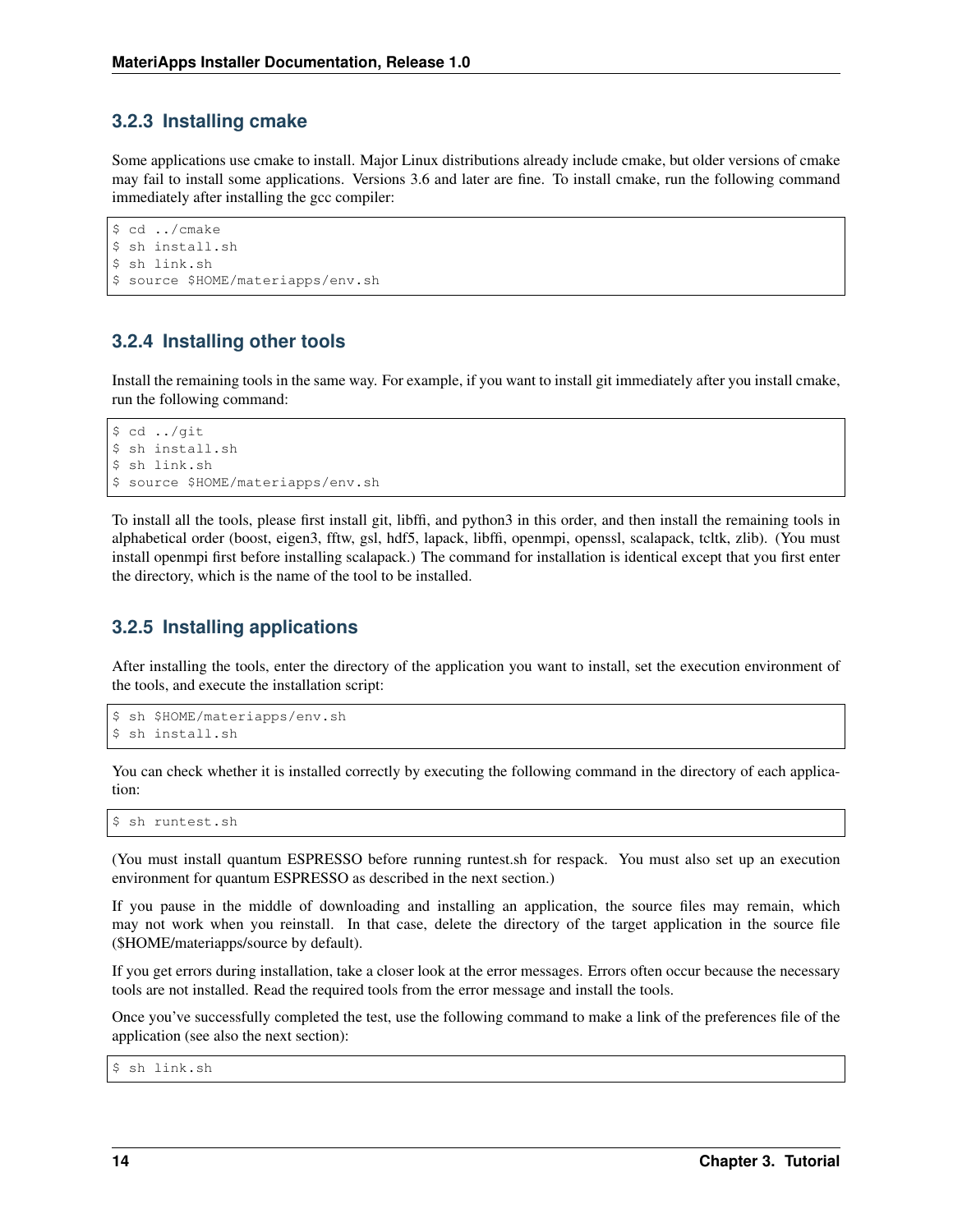### 3.2.3 Installing cmake

Some applications use cmake to install. Major Linux distributions already include cmake, but older versions of cmake may fail to install some applications. Versions 3.6 and later are fine. To install cmake, run the following command immediately after installing the gcc compiler:

```
$ cd ../cmake
$ sh install.sh
$ sh link.sh
$ source $HOME/materiapps/env.sh
```

### 3.2.4 Installing other tools

Install the remaining tools in the same way. For example, if you want to install git immediately after you install cmake, run the following command:

```
$ cd ../git
$ sh install.sh
$ sh link.sh
$ source $HOME/materiapps/env.sh
```

To install all the tools, please first install git, libffi, and python3 in this order, and then install the remaining tools in alphabetical order (boost, eigen3, fftw, gsl, hdf5, lapack, libffi, openmpi, openssl, scalapack, tcltk, zlib). (You must install openmpi first before installing scalapack.) The command for installation is identical except that you first enter the directory, which is the name of the tool to be installed.

### 3.2.5 Installing applications

After installing the tools, enter the directory of the application you want to install, set the execution environment of the tools, and execute the installation script:

```
$ sh $HOME/materiapps/env.sh
$ sh install.sh
```

You can check whether it is installed correctly by executing the following command in the directory of each application:

```
$ sh runtest.sh
```

(You must install quantum ESPRESSO before running runtest.sh for respack. You must also set up an execution environment for quantum ESPRESSO as described in the next section.)

If you pause in the middle of downloading and installing an application, the source files may remain, which may not work when you reinstall. In that case, delete the directory of the target application in the source file ($HOME/materiapps/source by default).

If you get errors during installation, take a closer look at the error messages. Errors often occur because the necessary tools are not installed. Read the required tools from the error message and install the tools.

Once you've successfully completed the test, use the following command to make a link of the preferences file of the application (see also the next section):

```
$ sh link.sh
```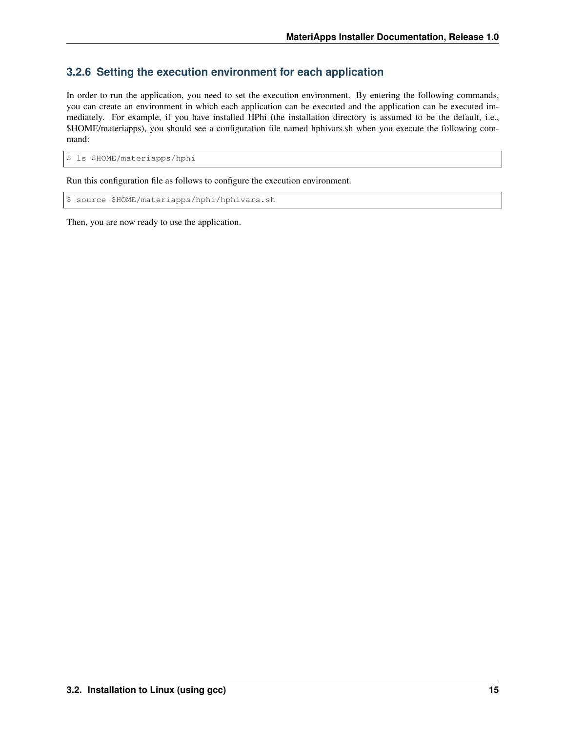### 3.2.6 Setting the execution environment for each application

In order to run the application, you need to set the execution environment. By entering the following commands, you can create an environment in which each application can be executed and the application can be executed immediately. For example, if you have installed HPhi (the installation directory is assumed to be the default, i.e., $HOME/materiapps), you should see a configuration file named hphivars.sh when you execute the following command:

```
$ ls $HOME/materiapps/hphi
```

Run this configuration file as follows to configure the execution environment.

```
$ source $HOME/materiapps/hphi/hphivars.sh
```

Then, you are now ready to use the application.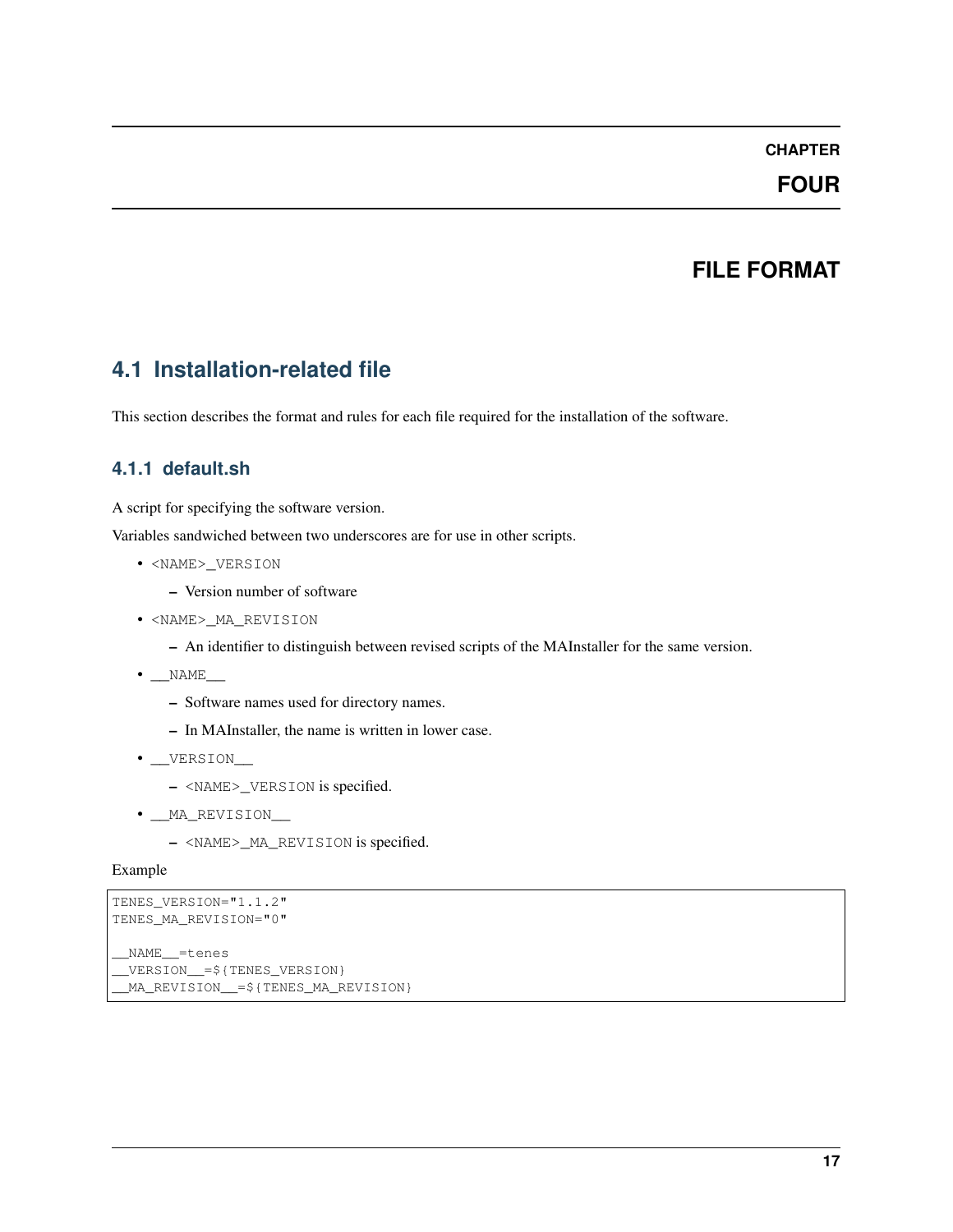# CHAPTER FOUR

# FILE FORMAT

## 4.1 Installation-related file

This section describes the format and rules for each file required for the installation of the software.

### 4.1.1 default.sh

A script for specifying the software version.

Variables sandwiched between two underscores are for use in other scripts.

- `<NAME>_VERSION`
  - Version number of software
- `<NAME>_MA_REVISION`
  - An identifier to distinguish between revised scripts of the MAInstaller for the same version.
- `__NAME__`
  - Software names used for directory names.
  - In MAInstaller, the name is written in lower case.
- `__VERSION__`
  - `<NAME>_VERSION` is specified.
- `__MA_REVISION__`
  - `<NAME>_MA_REVISION` is specified.

Example

```
TENES_VERSION="1.1.2"
TENES_MA_REVISION="0"

__NAME__=tenes
__VERSION__=${TENES_VERSION}
__MA_REVISION__=${TENES_MA_REVISION}
```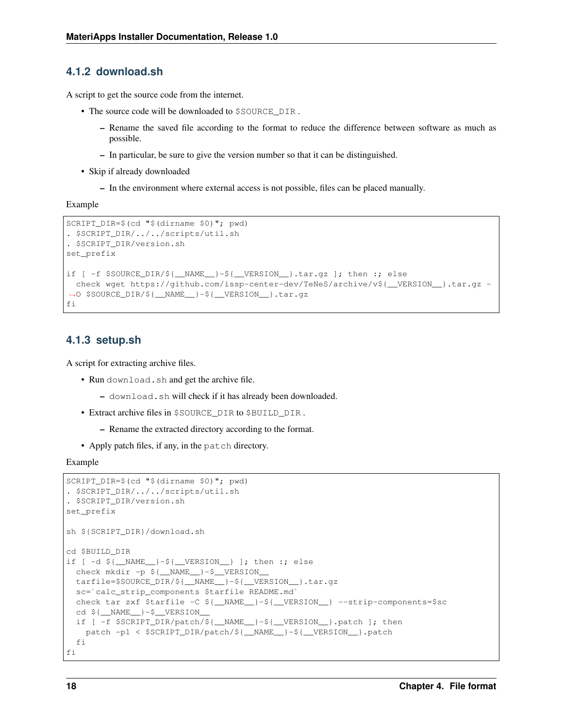### 4.1.2 download.sh

A script to get the source code from the internet.

- The source code will be downloaded to `$SOURCE_DIR`.
  - Rename the saved file according to the format to reduce the difference between software as much as possible.
  - In particular, be sure to give the version number so that it can be distinguished.
- Skip if already downloaded
  - In the environment where external access is not possible, files can be placed manually.

Example

```
SCRIPT_DIR=$(cd "$(dirname $0)"; pwd)
. $SCRIPT_DIR/../../scripts/util.sh
. $SCRIPT_DIR/version.sh
set_prefix

if [ -f $SOURCE_DIR/${__NAME__}-${__VERSION__}.tar.gz ]; then :; else
  check wget https://github.com/issp-center-dev/TeNeS/archive/v${__VERSION__}.tar.gz -O $SOURCE_DIR/${__NAME__}-${__VERSION__}.tar.gz
fi
```

### 4.1.3 setup.sh

A script for extracting archive files.

- Run `download.sh` and get the archive file.
  - `download.sh` will check if it has already been downloaded.
- Extract archive files in `$SOURCE_DIR` to `$BUILD_DIR`.
  - Rename the extracted directory according to the format.
- Apply patch files, if any, in the `patch` directory.

Example

```
SCRIPT_DIR=$(cd "$(dirname $0)"; pwd)
. $SCRIPT_DIR/../../scripts/util.sh
. $SCRIPT_DIR/version.sh
set_prefix

sh ${SCRIPT_DIR}/download.sh

cd $BUILD_DIR
if [ -d ${__NAME__}-${__VERSION__} ]; then :; else
  check mkdir -p ${__NAME__}-$__VERSION__
  tarfile=$SOURCE_DIR/${__NAME__}-${__VERSION__}.tar.gz
  sc=`calc_strip_components $tarfile README.md`
  check tar zxf $tarfile -C ${__NAME__}-${__VERSION__} --strip-components=$sc
  cd ${__NAME__}-$__VERSION__
  if [ -f $SCRIPT_DIR/patch/${__NAME__}-${__VERSION__}.patch ]; then
    patch -p1 < $SCRIPT_DIR/patch/${__NAME__}-${__VERSION__}.patch
  fi
fi
```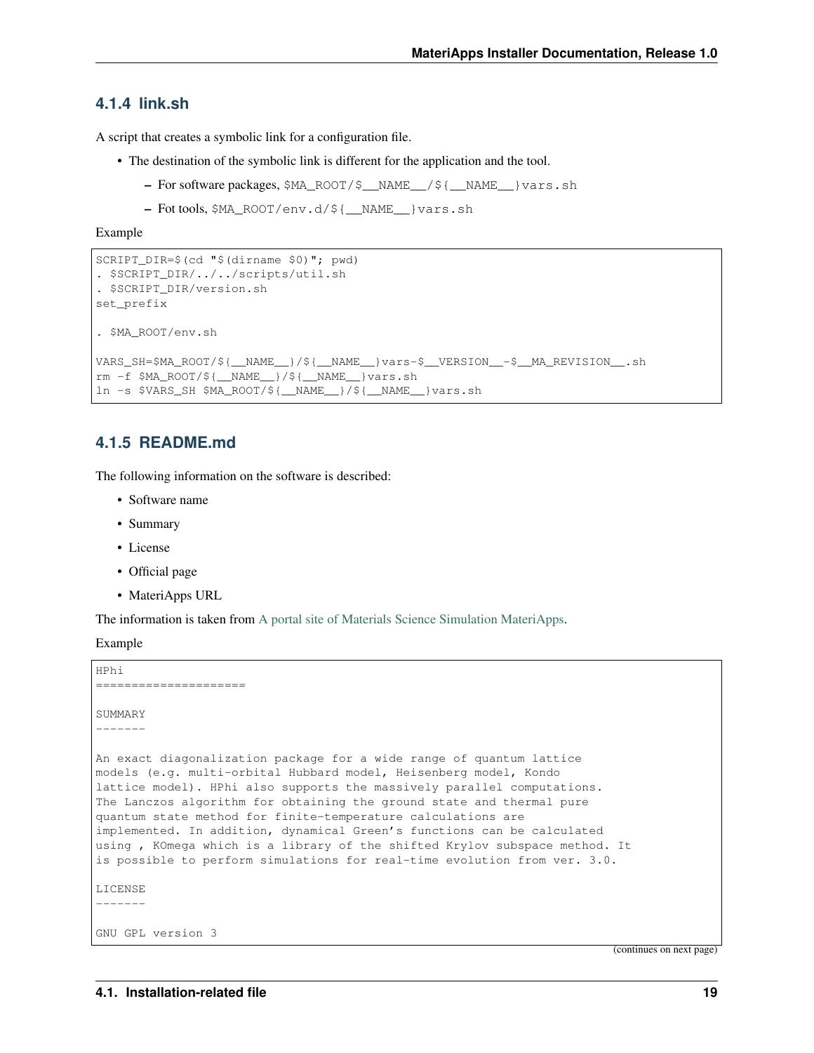### 4.1.4 link.sh

A script that creates a symbolic link for a configuration file.

- The destination of the symbolic link is different for the application and the tool.
  - For software packages, `$MA_ROOT/$__NAME__/${__NAME__}vars.sh`
  - Fot tools, `$MA_ROOT/env.d/${__NAME__}vars.sh`

Example

```
SCRIPT_DIR=$(cd "$(dirname $0)"; pwd)
. $SCRIPT_DIR/../../scripts/util.sh
. $SCRIPT_DIR/version.sh
set_prefix

. $MA_ROOT/env.sh

VARS_SH=$MA_ROOT/${__NAME__}/${__NAME__}vars-$__VERSION__-$__MA_REVISION__.sh
rm -f $MA_ROOT/${__NAME__}/${__NAME__}vars.sh
ln -s $VARS_SH $MA_ROOT/${__NAME__}/${__NAME__}vars.sh
```

### 4.1.5 README.md

The following information on the software is described:

- Software name
- Summary
- License
- Official page
- MateriApps URL

The information is taken from A portal site of Materials Science Simulation MateriApps.

Example

```
HPhi
=====================

SUMMARY
-------

An exact diagonalization package for a wide range of quantum lattice
models (e.g. multi-orbital Hubbard model, Heisenberg model, Kondo
lattice model). HPhi also supports the massively parallel computations.
The Lanczos algorithm for obtaining the ground state and thermal pure
quantum state method for finite-temperature calculations are
implemented. In addition, dynamical Green's functions can be calculated
using , KOmega which is a library of the shifted Krylov subspace method. It
is possible to perform simulations for real-time evolution from ver. 3.0.

LICENSE
-------

GNU GPL version 3
```

(continues on next page)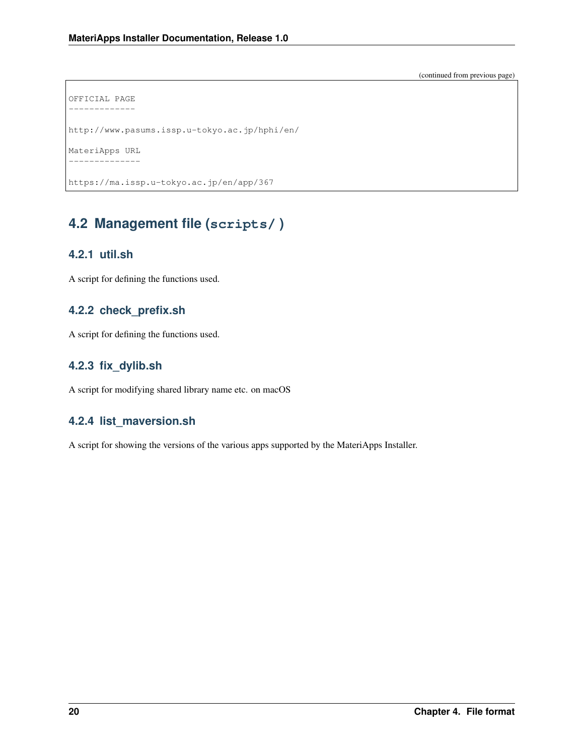(continued from previous page)

```
OFFICIAL PAGE
-------------

http://www.pasums.issp.u-tokyo.ac.jp/hphi/en/

MateriApps URL
--------------

https://ma.issp.u-tokyo.ac.jp/en/app/367
```

## 4.2 Management file (`scripts/`)

### 4.2.1 util.sh

A script for defining the functions used.

### 4.2.2 check_prefix.sh

A script for defining the functions used.

### 4.2.3 fix_dylib.sh

A script for modifying shared library name etc. on macOS

### 4.2.4 list_maversion.sh

A script for showing the versions of the various apps supported by the MateriApps Installer.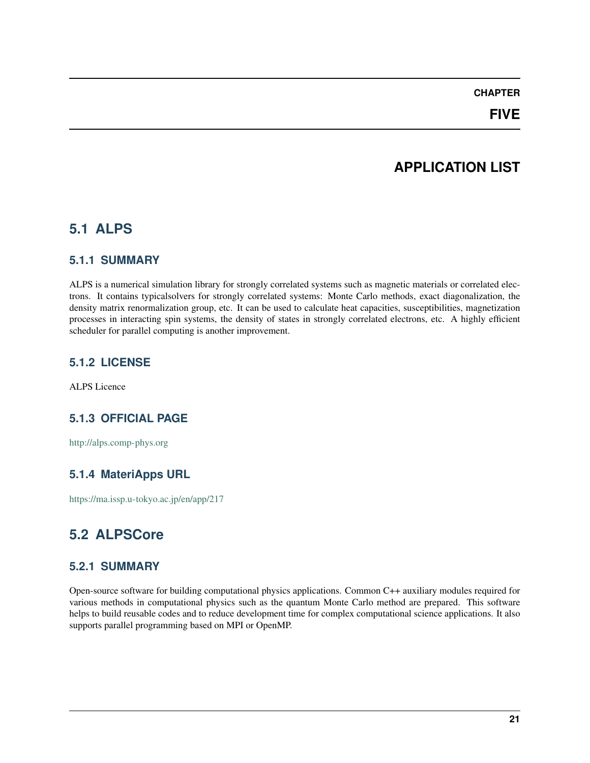# CHAPTER FIVE

# APPLICATION LIST

## 5.1 ALPS

### 5.1.1 SUMMARY

ALPS is a numerical simulation library for strongly correlated systems such as magnetic materials or correlated electrons. It contains typicalsolvers for strongly correlated systems: Monte Carlo methods, exact diagonalization, the density matrix renormalization group, etc. It can be used to calculate heat capacities, susceptibilities, magnetization processes in interacting spin systems, the density of states in strongly correlated electrons, etc. A highly efficient scheduler for parallel computing is another improvement.

### 5.1.2 LICENSE

ALPS Licence

### 5.1.3 OFFICIAL PAGE

http://alps.comp-phys.org

### 5.1.4 MateriApps URL

https://ma.issp.u-tokyo.ac.jp/en/app/217

## 5.2 ALPSCore

### 5.2.1 SUMMARY

Open-source software for building computational physics applications. Common C++ auxiliary modules required for various methods in computational physics such as the quantum Monte Carlo method are prepared. This software helps to build reusable codes and to reduce development time for complex computational science applications. It also supports parallel programming based on MPI or OpenMP.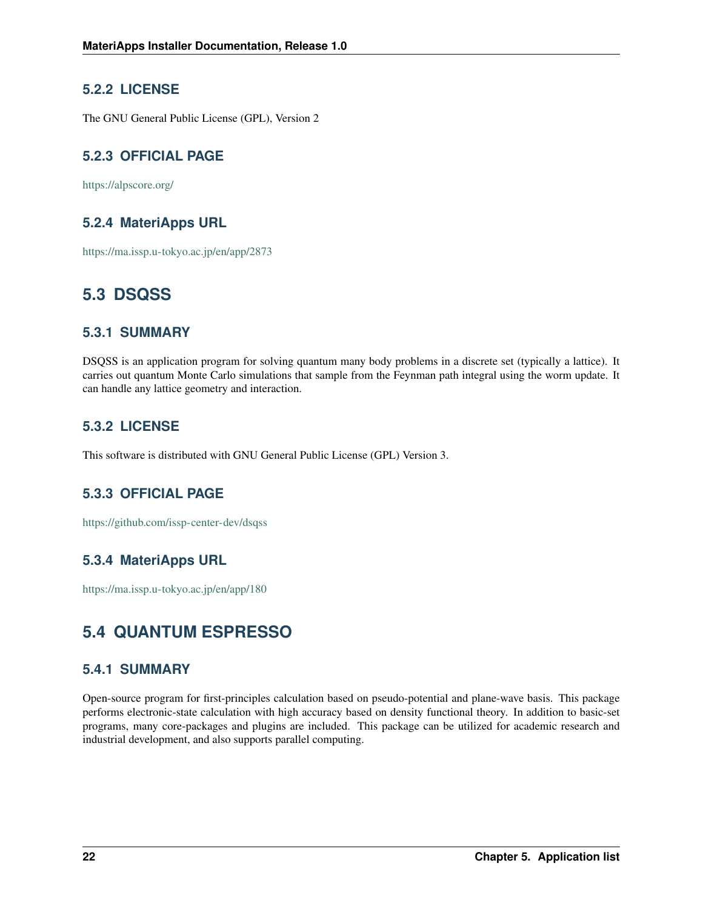### 5.2.2 LICENSE

The GNU General Public License (GPL), Version 2

### 5.2.3 OFFICIAL PAGE

https://alpscore.org/

### 5.2.4 MateriApps URL

https://ma.issp.u-tokyo.ac.jp/en/app/2873

## 5.3 DSQSS

### 5.3.1 SUMMARY

DSQSS is an application program for solving quantum many body problems in a discrete set (typically a lattice). It carries out quantum Monte Carlo simulations that sample from the Feynman path integral using the worm update. It can handle any lattice geometry and interaction.

### 5.3.2 LICENSE

This software is distributed with GNU General Public License (GPL) Version 3.

### 5.3.3 OFFICIAL PAGE

https://github.com/issp-center-dev/dsqss

### 5.3.4 MateriApps URL

https://ma.issp.u-tokyo.ac.jp/en/app/180

## 5.4 QUANTUM ESPRESSO

### 5.4.1 SUMMARY

Open-source program for first-principles calculation based on pseudo-potential and plane-wave basis. This package performs electronic-state calculation with high accuracy based on density functional theory. In addition to basic-set programs, many core-packages and plugins are included. This package can be utilized for academic research and industrial development, and also supports parallel computing.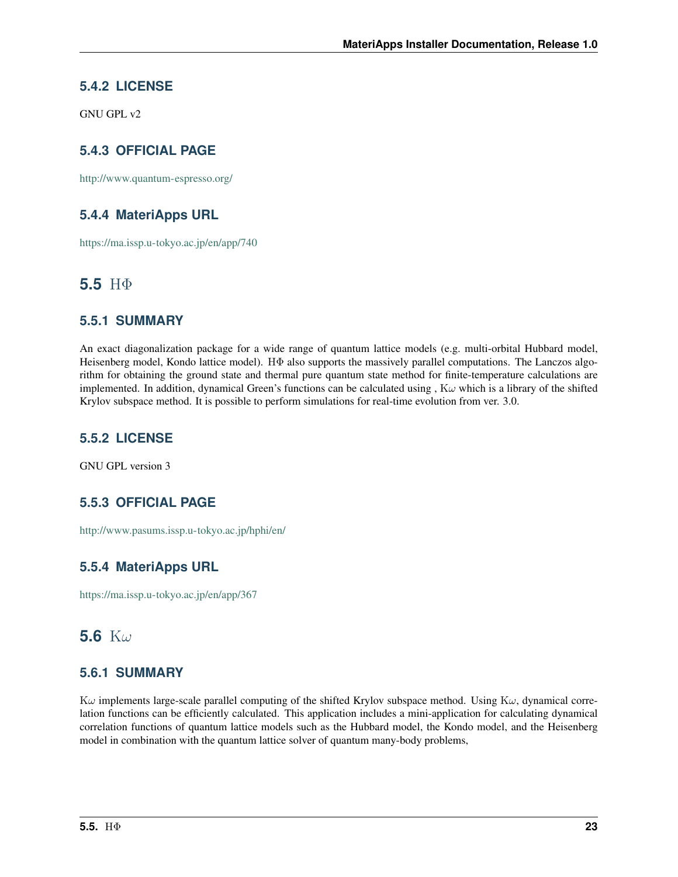### 5.4.2 LICENSE

GNU GPL v2

### 5.4.3 OFFICIAL PAGE

http://www.quantum-espresso.org/

### 5.4.4 MateriApps URL

https://ma.issp.u-tokyo.ac.jp/en/app/740

## 5.5 HΦ

### 5.5.1 SUMMARY

An exact diagonalization package for a wide range of quantum lattice models (e.g. multi-orbital Hubbard model, Heisenberg model, Kondo lattice model). HΦ also supports the massively parallel computations. The Lanczos algorithm for obtaining the ground state and thermal pure quantum state method for finite-temperature calculations are implemented. In addition, dynamical Green's functions can be calculated using , K$\omega$ which is a library of the shifted Krylov subspace method. It is possible to perform simulations for real-time evolution from ver. 3.0.

### 5.5.2 LICENSE

GNU GPL version 3

### 5.5.3 OFFICIAL PAGE

http://www.pasums.issp.u-tokyo.ac.jp/hphi/en/

### 5.5.4 MateriApps URL

https://ma.issp.u-tokyo.ac.jp/en/app/367

## 5.6 K$\omega$

### 5.6.1 SUMMARY

K$\omega$ implements large-scale parallel computing of the shifted Krylov subspace method. Using K$\omega$, dynamical correlation functions can be efficiently calculated. This application includes a mini-application for calculating dynamical correlation functions of quantum lattice models such as the Hubbard model, the Kondo model, and the Heisenberg model in combination with the quantum lattice solver of quantum many-body problems,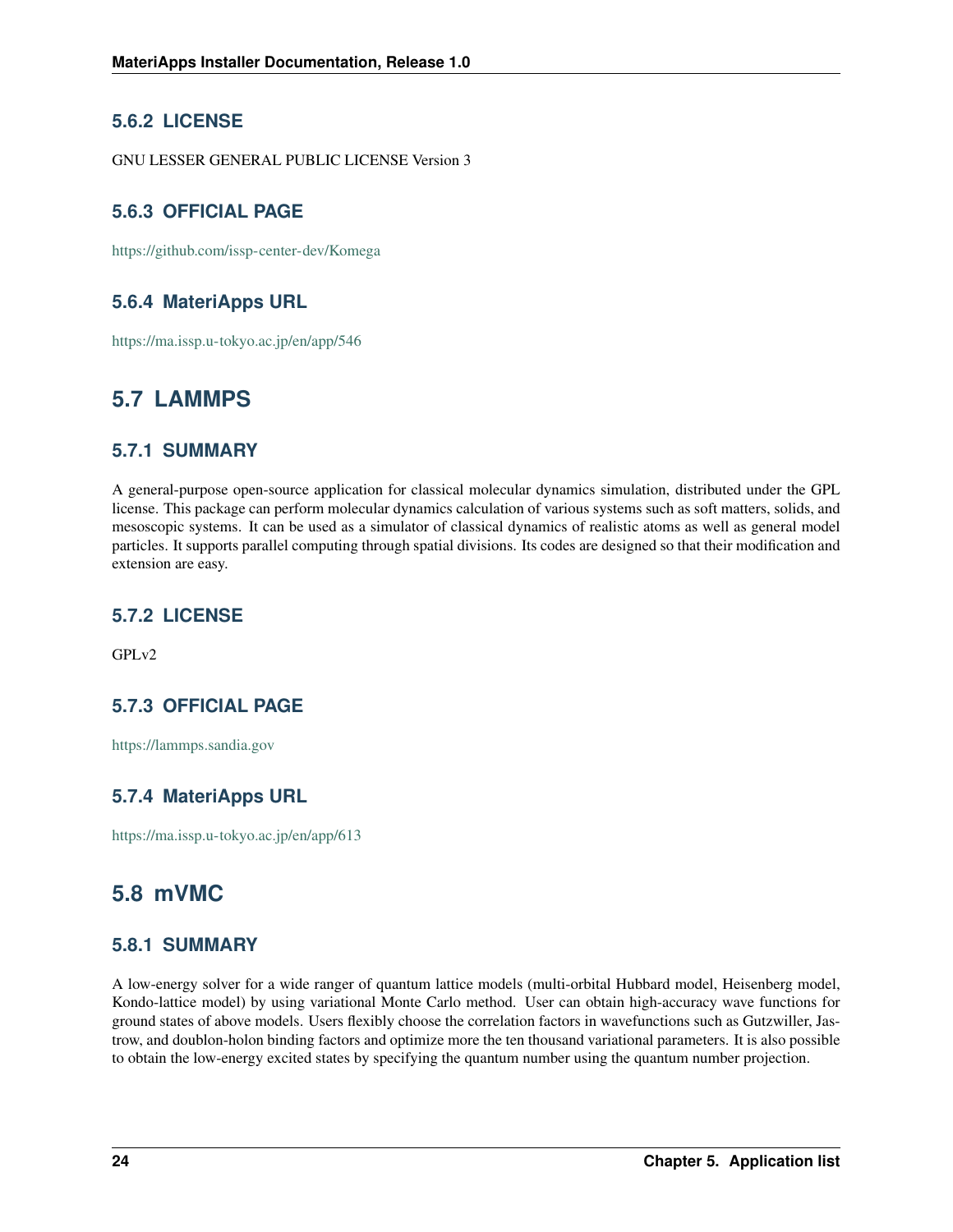### 5.6.2 LICENSE

GNU LESSER GENERAL PUBLIC LICENSE Version 3

### 5.6.3 OFFICIAL PAGE

https://github.com/issp-center-dev/Komega

### 5.6.4 MateriApps URL

https://ma.issp.u-tokyo.ac.jp/en/app/546

## 5.7 LAMMPS

### 5.7.1 SUMMARY

A general-purpose open-source application for classical molecular dynamics simulation, distributed under the GPL license. This package can perform molecular dynamics calculation of various systems such as soft matters, solids, and mesoscopic systems. It can be used as a simulator of classical dynamics of realistic atoms as well as general model particles. It supports parallel computing through spatial divisions. Its codes are designed so that their modification and extension are easy.

### 5.7.2 LICENSE

GPLv2

### 5.7.3 OFFICIAL PAGE

https://lammps.sandia.gov

### 5.7.4 MateriApps URL

https://ma.issp.u-tokyo.ac.jp/en/app/613

## 5.8 mVMC

### 5.8.1 SUMMARY

A low-energy solver for a wide ranger of quantum lattice models (multi-orbital Hubbard model, Heisenberg model, Kondo-lattice model) by using variational Monte Carlo method. User can obtain high-accuracy wave functions for ground states of above models. Users flexibly choose the correlation factors in wavefunctions such as Gutzwiller, Jastrow, and doublon-holon binding factors and optimize more the ten thousand variational parameters. It is also possible to obtain the low-energy excited states by specifying the quantum number using the quantum number projection.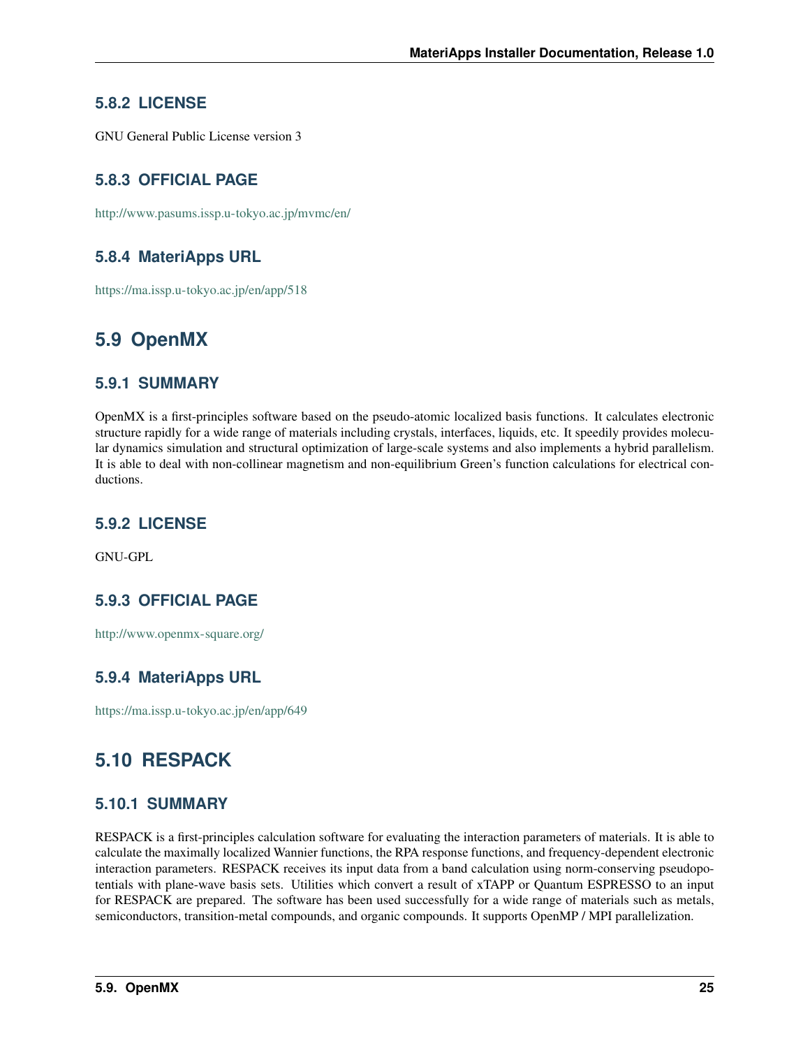### 5.8.2 LICENSE

GNU General Public License version 3

### 5.8.3 OFFICIAL PAGE

http://www.pasums.issp.u-tokyo.ac.jp/mvmc/en/

### 5.8.4 MateriApps URL

https://ma.issp.u-tokyo.ac.jp/en/app/518

## 5.9 OpenMX

### 5.9.1 SUMMARY

OpenMX is a first-principles software based on the pseudo-atomic localized basis functions. It calculates electronic structure rapidly for a wide range of materials including crystals, interfaces, liquids, etc. It speedily provides molecular dynamics simulation and structural optimization of large-scale systems and also implements a hybrid parallelism. It is able to deal with non-collinear magnetism and non-equilibrium Green's function calculations for electrical conductions.

### 5.9.2 LICENSE

GNU-GPL

### 5.9.3 OFFICIAL PAGE

http://www.openmx-square.org/

### 5.9.4 MateriApps URL

https://ma.issp.u-tokyo.ac.jp/en/app/649

## 5.10 RESPACK

### 5.10.1 SUMMARY

RESPACK is a first-principles calculation software for evaluating the interaction parameters of materials. It is able to calculate the maximally localized Wannier functions, the RPA response functions, and frequency-dependent electronic interaction parameters. RESPACK receives its input data from a band calculation using norm-conserving pseudopotentials with plane-wave basis sets. Utilities which convert a result of xTAPP or Quantum ESPRESSO to an input for RESPACK are prepared. The software has been used successfully for a wide range of materials such as metals, semiconductors, transition-metal compounds, and organic compounds. It supports OpenMP / MPI parallelization.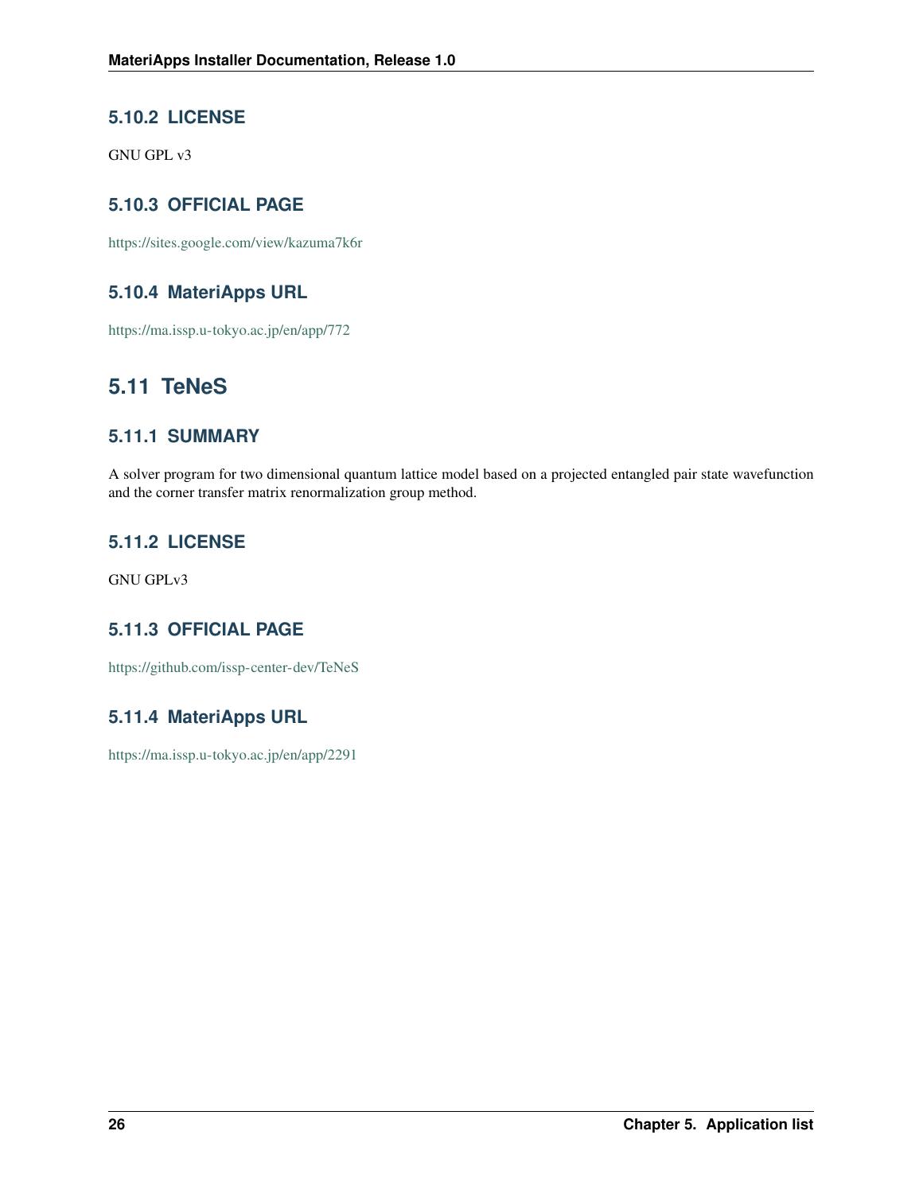### 5.10.2 LICENSE

GNU GPL v3

### 5.10.3 OFFICIAL PAGE

https://sites.google.com/view/kazuma7k6r

### 5.10.4 MateriApps URL

https://ma.issp.u-tokyo.ac.jp/en/app/772

## 5.11 TeNeS

### 5.11.1 SUMMARY

A solver program for two dimensional quantum lattice model based on a projected entangled pair state wavefunction and the corner transfer matrix renormalization group method.

### 5.11.2 LICENSE

GNU GPLv3

### 5.11.3 OFFICIAL PAGE

https://github.com/issp-center-dev/TeNeS

### 5.11.4 MateriApps URL

https://ma.issp.u-tokyo.ac.jp/en/app/2291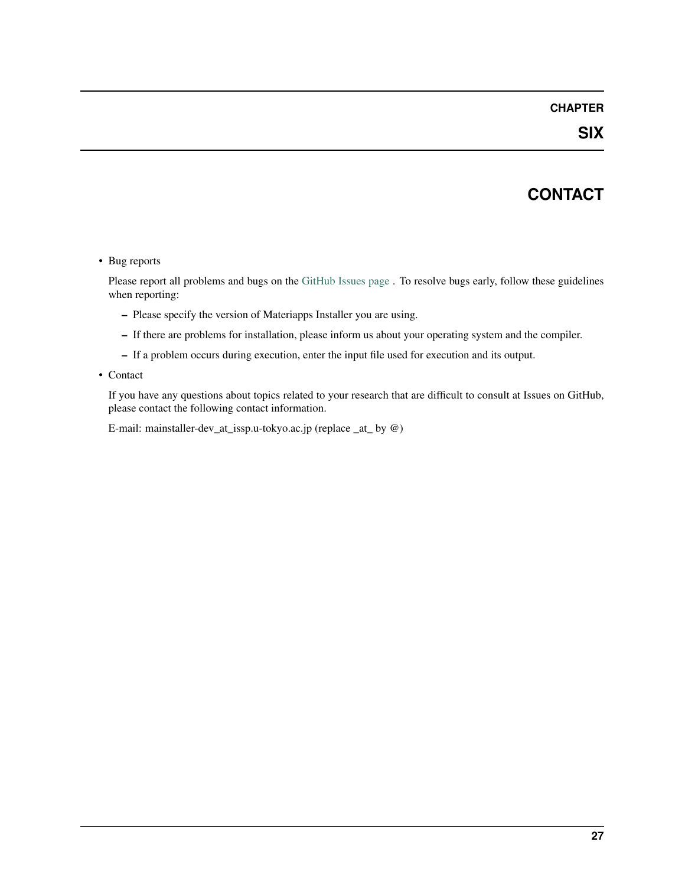# CHAPTER SIX

# CONTACT

- Bug reports

  Please report all problems and bugs on the GitHub Issues page . To resolve bugs early, follow these guidelines when reporting:

  - Please specify the version of Materiapps Installer you are using.
  - If there are problems for installation, please inform us about your operating system and the compiler.
  - If a problem occurs during execution, enter the input file used for execution and its output.

- Contact

  If you have any questions about topics related to your research that are difficult to consult at Issues on GitHub, please contact the following contact information.

  E-mail: mainstaller-dev_at_issp.u-tokyo.ac.jp (replace _at_ by @)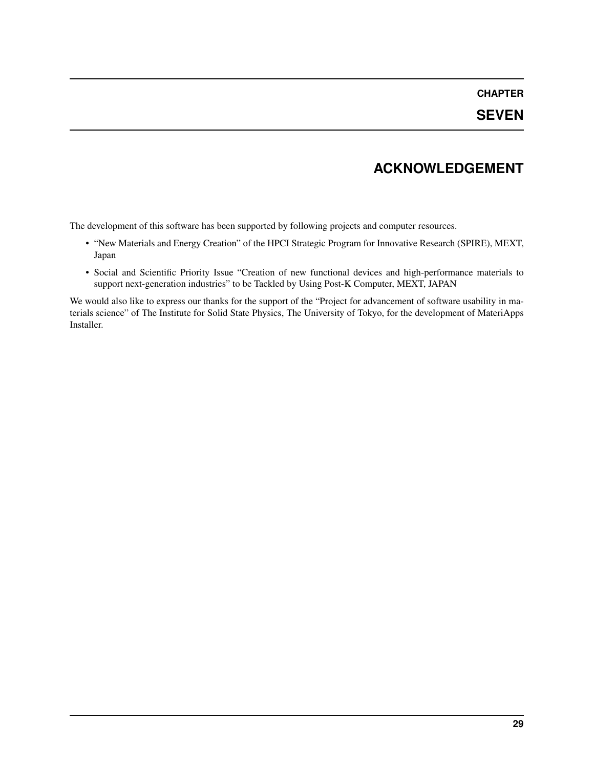# CHAPTER SEVEN

# ACKNOWLEDGEMENT

The development of this software has been supported by following projects and computer resources.

- "New Materials and Energy Creation" of the HPCI Strategic Program for Innovative Research (SPIRE), MEXT, Japan
- Social and Scientific Priority Issue "Creation of new functional devices and high-performance materials to support next-generation industries" to be Tackled by Using Post-K Computer, MEXT, JAPAN

We would also like to express our thanks for the support of the "Project for advancement of software usability in materials science" of The Institute for Solid State Physics, The University of Tokyo, for the development of MateriApps Installer.